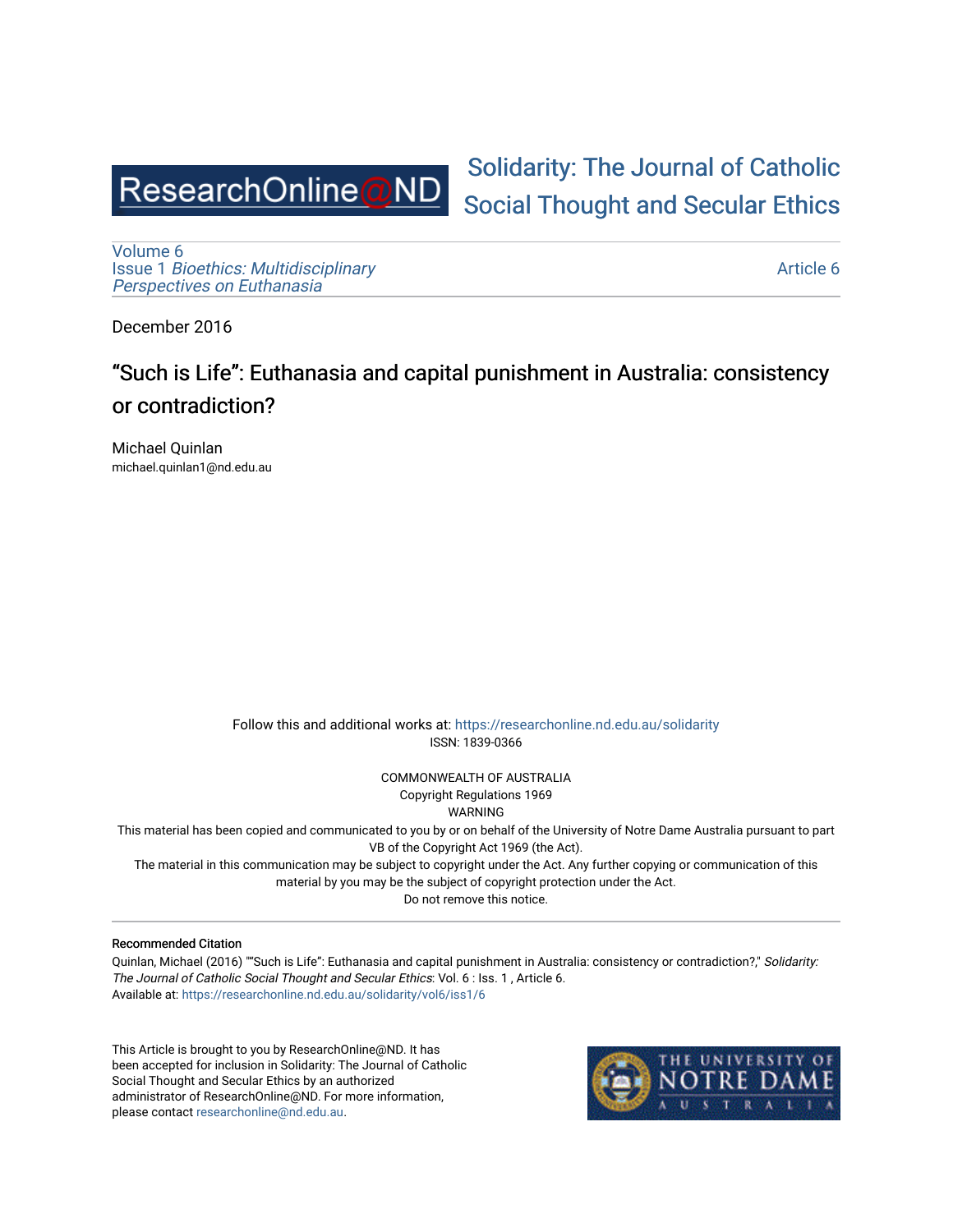ResearchOnline@ND

Solidarity: The Journal of Catholic Social Thought and Secular Ethics

Volume 6
Issue 1 *Bioethics: Multidisciplinary Perspectives on Euthanasia*

Article 6

December 2016

# "Such is Life": Euthanasia and capital punishment in Australia: consistency or contradiction?

Michael Quinlan
michael.quinlan1@nd.edu.au

Follow this and additional works at: https://researchonline.nd.edu.au/solidarity
ISSN: 1839-0366

COMMONWEALTH OF AUSTRALIA
Copyright Regulations 1969
WARNING
This material has been copied and communicated to you by or on behalf of the University of Notre Dame Australia pursuant to part VB of the Copyright Act 1969 (the Act).
The material in this communication may be subject to copyright under the Act. Any further copying or communication of this material by you may be the subject of copyright protection under the Act.
Do not remove this notice.

---

**Recommended Citation**
Quinlan, Michael (2016) ""Such is Life": Euthanasia and capital punishment in Australia: consistency or contradiction?," *Solidarity: The Journal of Catholic Social Thought and Secular Ethics*: Vol. 6 : Iss. 1 , Article 6.
Available at: https://researchonline.nd.edu.au/solidarity/vol6/iss1/6

This Article is brought to you by ResearchOnline@ND. It has been accepted for inclusion in Solidarity: The Journal of Catholic Social Thought and Secular Ethics by an authorized administrator of ResearchOnline@ND. For more information, please contact researchonline@nd.edu.au.

THE UNIVERSITY OF NOTRE DAME AUSTRALIA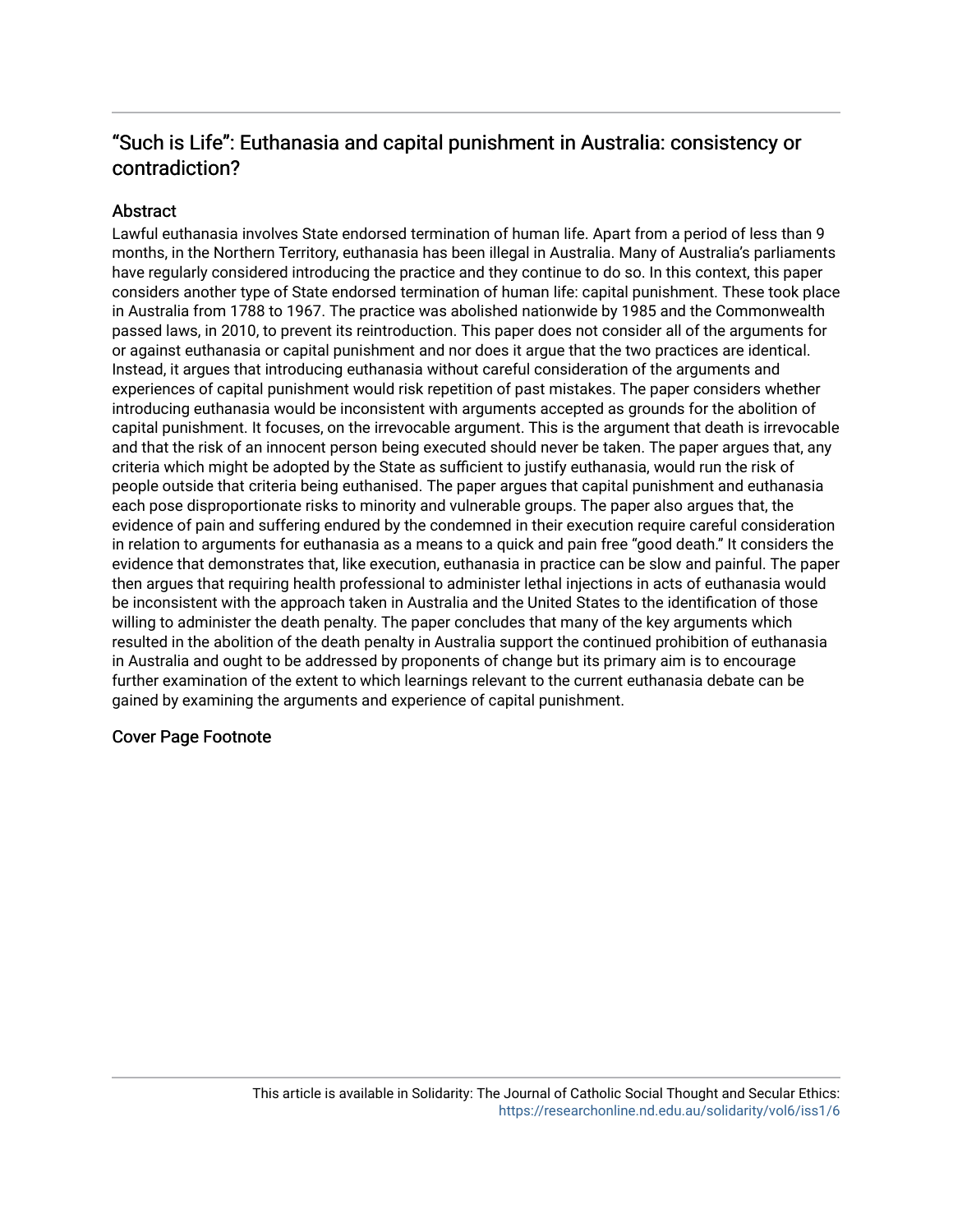## "Such is Life": Euthanasia and capital punishment in Australia: consistency or contradiction?

### Abstract

Lawful euthanasia involves State endorsed termination of human life. Apart from a period of less than 9 months, in the Northern Territory, euthanasia has been illegal in Australia. Many of Australia's parliaments have regularly considered introducing the practice and they continue to do so. In this context, this paper considers another type of State endorsed termination of human life: capital punishment. These took place in Australia from 1788 to 1967. The practice was abolished nationwide by 1985 and the Commonwealth passed laws, in 2010, to prevent its reintroduction. This paper does not consider all of the arguments for or against euthanasia or capital punishment and nor does it argue that the two practices are identical. Instead, it argues that introducing euthanasia without careful consideration of the arguments and experiences of capital punishment would risk repetition of past mistakes. The paper considers whether introducing euthanasia would be inconsistent with arguments accepted as grounds for the abolition of capital punishment. It focuses, on the irrevocable argument. This is the argument that death is irrevocable and that the risk of an innocent person being executed should never be taken. The paper argues that, any criteria which might be adopted by the State as sufficient to justify euthanasia, would run the risk of people outside that criteria being euthanised. The paper argues that capital punishment and euthanasia each pose disproportionate risks to minority and vulnerable groups. The paper also argues that, the evidence of pain and suffering endured by the condemned in their execution require careful consideration in relation to arguments for euthanasia as a means to a quick and pain free "good death." It considers the evidence that demonstrates that, like execution, euthanasia in practice can be slow and painful. The paper then argues that requiring health professional to administer lethal injections in acts of euthanasia would be inconsistent with the approach taken in Australia and the United States to the identification of those willing to administer the death penalty. The paper concludes that many of the key arguments which resulted in the abolition of the death penalty in Australia support the continued prohibition of euthanasia in Australia and ought to be addressed by proponents of change but its primary aim is to encourage further examination of the extent to which learnings relevant to the current euthanasia debate can be gained by examining the arguments and experience of capital punishment.

### Cover Page Footnote

This article is available in Solidarity: The Journal of Catholic Social Thought and Secular Ethics: https://researchonline.nd.edu.au/solidarity/vol6/iss1/6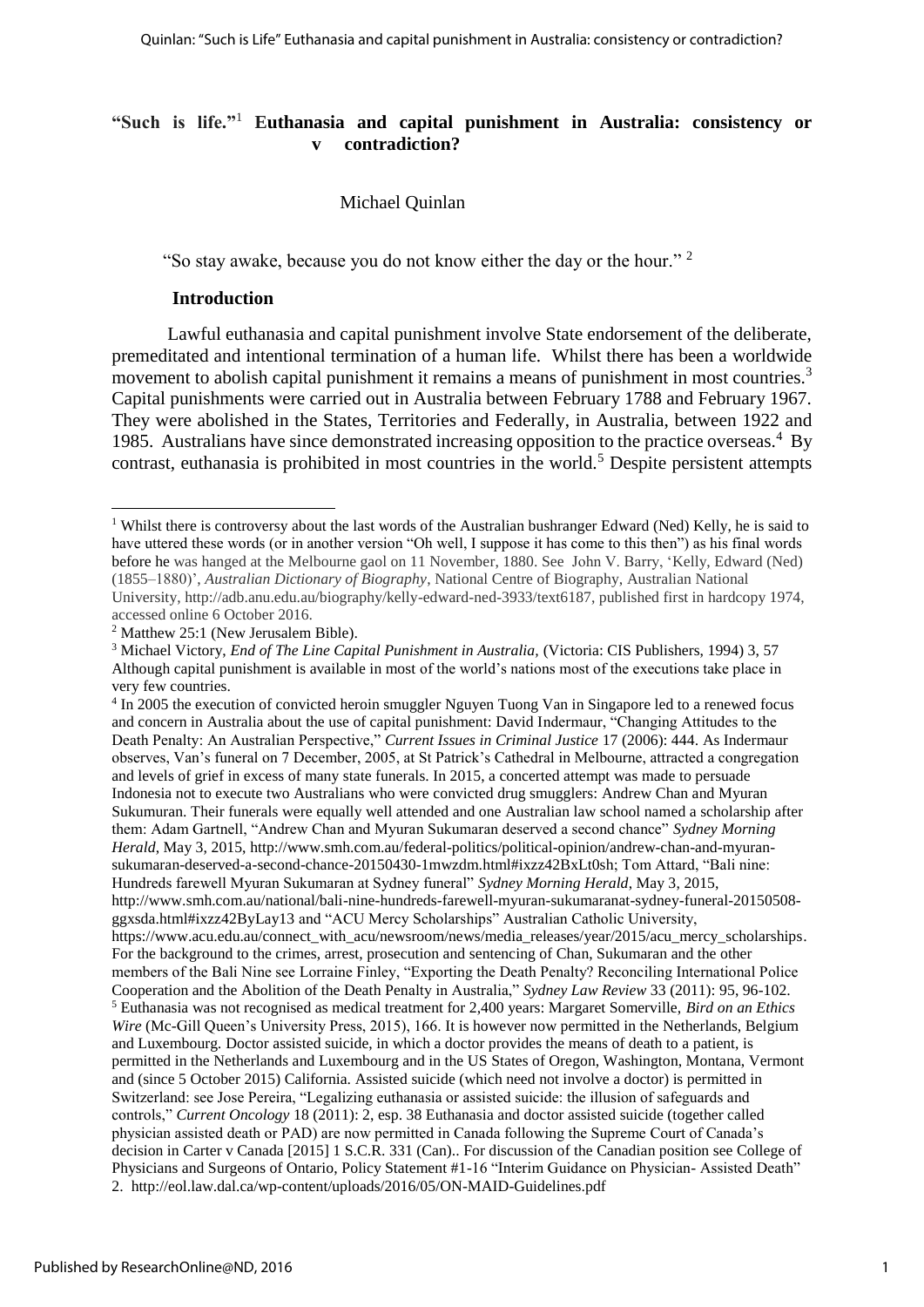# "Such is life."[1] Euthanasia and capital punishment in Australia: consistency or contradiction?

Michael Quinlan

"So stay awake, because you do not know either the day or the hour." [2]

## Introduction

Lawful euthanasia and capital punishment involve State endorsement of the deliberate, premeditated and intentional termination of a human life. Whilst there has been a worldwide movement to abolish capital punishment it remains a means of punishment in most countries.[3] Capital punishments were carried out in Australia between February 1788 and February 1967. They were abolished in the States, Territories and Federally, in Australia, between 1922 and 1985. Australians have since demonstrated increasing opposition to the practice overseas.[4] By contrast, euthanasia is prohibited in most countries in the world.[5] Despite persistent attempts

---

[1] Whilst there is controversy about the last words of the Australian bushranger Edward (Ned) Kelly, he is said to have uttered these words (or in another version "Oh well, I suppose it has come to this then") as his final words before he was hanged at the Melbourne gaol on 11 November, 1880. See John V. Barry, 'Kelly, Edward (Ned) (1855–1880)', *Australian Dictionary of Biography*, National Centre of Biography, Australian National University, http://adb.anu.edu.au/biography/kelly-edward-ned-3933/text6187, published first in hardcopy 1974, accessed online 6 October 2016.

[2] Matthew 25:1 (New Jerusalem Bible).

[3] Michael Victory, *End of The Line Capital Punishment in Australia*, (Victoria: CIS Publishers, 1994) 3, 57 Although capital punishment is available in most of the world's nations most of the executions take place in very few countries.

[4] In 2005 the execution of convicted heroin smuggler Nguyen Tuong Van in Singapore led to a renewed focus and concern in Australia about the use of capital punishment: David Indermaur, "Changing Attitudes to the Death Penalty: An Australian Perspective," *Current Issues in Criminal Justice* 17 (2006): 444. As Indermaur observes, Van's funeral on 7 December, 2005, at St Patrick's Cathedral in Melbourne, attracted a congregation and levels of grief in excess of many state funerals. In 2015, a concerted attempt was made to persuade Indonesia not to execute two Australians who were convicted drug smugglers: Andrew Chan and Myuran Sukumuran. Their funerals were equally well attended and one Australian law school named a scholarship after them: Adam Gartnell, "Andrew Chan and Myuran Sukumaran deserved a second chance" *Sydney Morning Herald*, May 3, 2015, http://www.smh.com.au/federal-politics/political-opinion/andrew-chan-and-myuran-sukumaran-deserved-a-second-chance-20150430-1mwzdm.html#ixzz42BxLt0sh; Tom Attard, "Bali nine: Hundreds farewell Myuran Sukumaran at Sydney funeral" *Sydney Morning Herald*, May 3, 2015, http://www.smh.com.au/national/bali-nine-hundreds-farewell-myuran-sukumaranat-sydney-funeral-20150508-ggxsda.html#ixzz42ByLay13 and "ACU Mercy Scholarships" Australian Catholic University, https://www.acu.edu.au/connect_with_acu/newsroom/news/media_releases/year/2015/acu_mercy_scholarships. For the background to the crimes, arrest, prosecution and sentencing of Chan, Sukumaran and the other members of the Bali Nine see Lorraine Finley, "Exporting the Death Penalty? Reconciling International Police Cooperation and the Abolition of the Death Penalty in Australia," *Sydney Law Review* 33 (2011): 95, 96-102.

[5] Euthanasia was not recognised as medical treatment for 2,400 years: Margaret Somerville, *Bird on an Ethics Wire* (Mc-Gill Queen's University Press, 2015), 166. It is however now permitted in the Netherlands, Belgium and Luxembourg. Doctor assisted suicide, in which a doctor provides the means of death to a patient, is permitted in the Netherlands and Luxembourg and in the US States of Oregon, Washington, Montana, Vermont and (since 5 October 2015) California. Assisted suicide (which need not involve a doctor) is permitted in Switzerland: see Jose Pereira, "Legalizing euthanasia or assisted suicide: the illusion of safeguards and controls," *Current Oncology* 18 (2011): 2, esp. 38 Euthanasia and doctor assisted suicide (together called physician assisted death or PAD) are now permitted in Canada following the Supreme Court of Canada's decision in Carter v Canada [2015] 1 S.C.R. 331 (Can).. For discussion of the Canadian position see College of Physicians and Surgeons of Ontario, Policy Statement #1-16 "Interim Guidance on Physician- Assisted Death" 2. http://eol.law.dal.ca/wp-content/uploads/2016/05/ON-MAID-Guidelines.pdf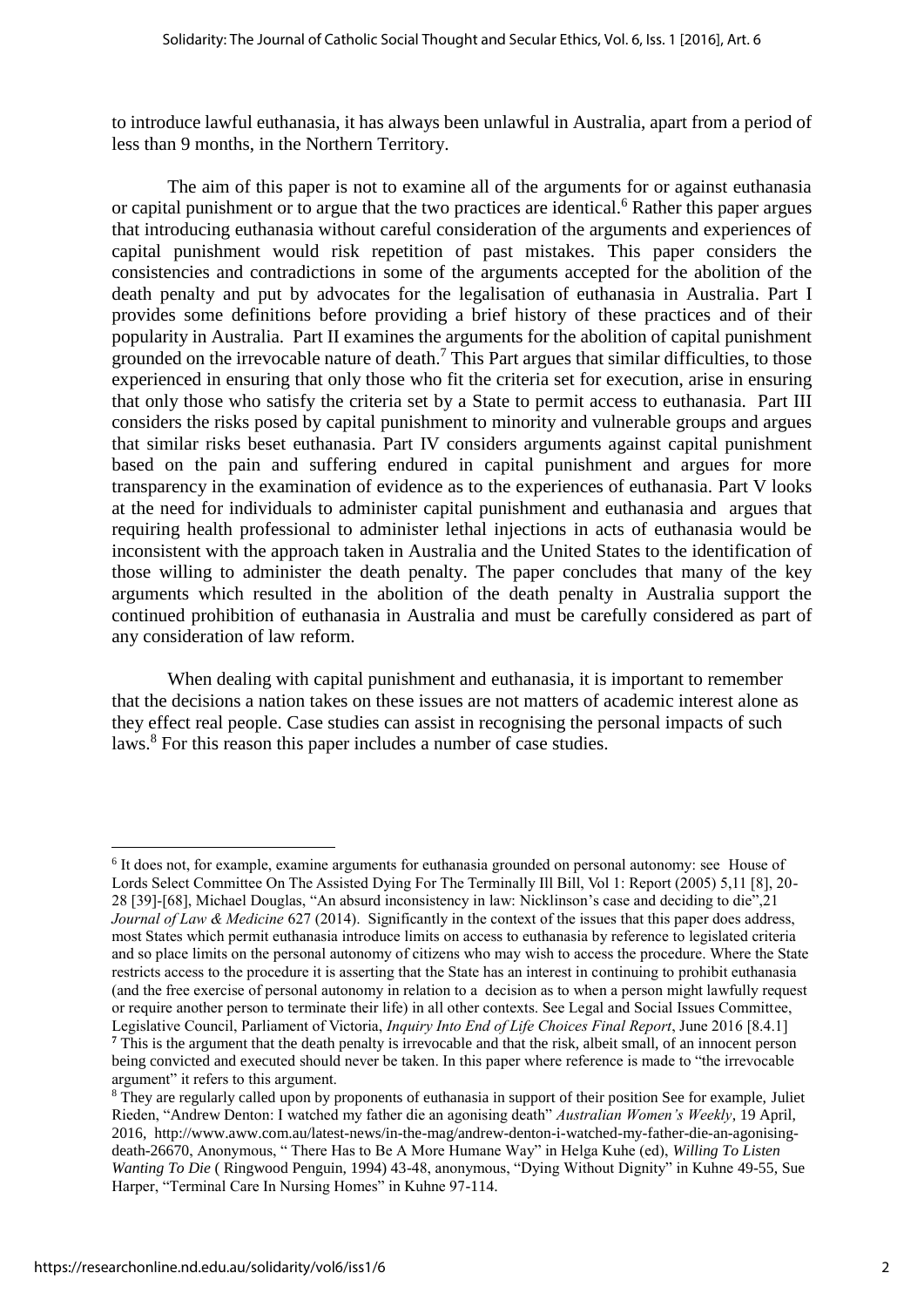to introduce lawful euthanasia, it has always been unlawful in Australia, apart from a period of less than 9 months, in the Northern Territory.

The aim of this paper is not to examine all of the arguments for or against euthanasia or capital punishment or to argue that the two practices are identical.[6] Rather this paper argues that introducing euthanasia without careful consideration of the arguments and experiences of capital punishment would risk repetition of past mistakes. This paper considers the consistencies and contradictions in some of the arguments accepted for the abolition of the death penalty and put by advocates for the legalisation of euthanasia in Australia. Part I provides some definitions before providing a brief history of these practices and of their popularity in Australia. Part II examines the arguments for the abolition of capital punishment grounded on the irrevocable nature of death.[7] This Part argues that similar difficulties, to those experienced in ensuring that only those who fit the criteria set for execution, arise in ensuring that only those who satisfy the criteria set by a State to permit access to euthanasia. Part III considers the risks posed by capital punishment to minority and vulnerable groups and argues that similar risks beset euthanasia. Part IV considers arguments against capital punishment based on the pain and suffering endured in capital punishment and argues for more transparency in the examination of evidence as to the experiences of euthanasia. Part V looks at the need for individuals to administer capital punishment and euthanasia and argues that requiring health professional to administer lethal injections in acts of euthanasia would be inconsistent with the approach taken in Australia and the United States to the identification of those willing to administer the death penalty. The paper concludes that many of the key arguments which resulted in the abolition of the death penalty in Australia support the continued prohibition of euthanasia in Australia and must be carefully considered as part of any consideration of law reform.

When dealing with capital punishment and euthanasia, it is important to remember that the decisions a nation takes on these issues are not matters of academic interest alone as they effect real people. Case studies can assist in recognising the personal impacts of such laws.[8] For this reason this paper includes a number of case studies.

---

[6] It does not, for example, examine arguments for euthanasia grounded on personal autonomy: see House of Lords Select Committee On The Assisted Dying For The Terminally Ill Bill, Vol 1: Report (2005) 5,11 [8], 20-28 [39]-[68], Michael Douglas, "An absurd inconsistency in law: Nicklinson's case and deciding to die",21 *Journal of Law & Medicine* 627 (2014). Significantly in the context of the issues that this paper does address, most States which permit euthanasia introduce limits on access to euthanasia by reference to legislated criteria and so place limits on the personal autonomy of citizens who may wish to access the procedure. Where the State restricts access to the procedure it is asserting that the State has an interest in continuing to prohibit euthanasia (and the free exercise of personal autonomy in relation to a decision as to when a person might lawfully request or require another person to terminate their life) in all other contexts. See Legal and Social Issues Committee, Legislative Council, Parliament of Victoria, *Inquiry Into End of Life Choices Final Report*, June 2016 [8.4.1]

[7] This is the argument that the death penalty is irrevocable and that the risk, albeit small, of an innocent person being convicted and executed should never be taken. In this paper where reference is made to "the irrevocable argument" it refers to this argument.

[8] They are regularly called upon by proponents of euthanasia in support of their position See for example, Juliet Rieden, "Andrew Denton: I watched my father die an agonising death" *Australian Women's Weekly*, 19 April, 2016, http://www.aww.com.au/latest-news/in-the-mag/andrew-denton-i-watched-my-father-die-an-agonising-death-26670, Anonymous, " There Has to Be A More Humane Way" in Helga Kuhe (ed), *Willing To Listen Wanting To Die* ( Ringwood Penguin, 1994) 43-48, anonymous, "Dying Without Dignity" in Kuhne 49-55, Sue Harper, "Terminal Care In Nursing Homes" in Kuhne 97-114.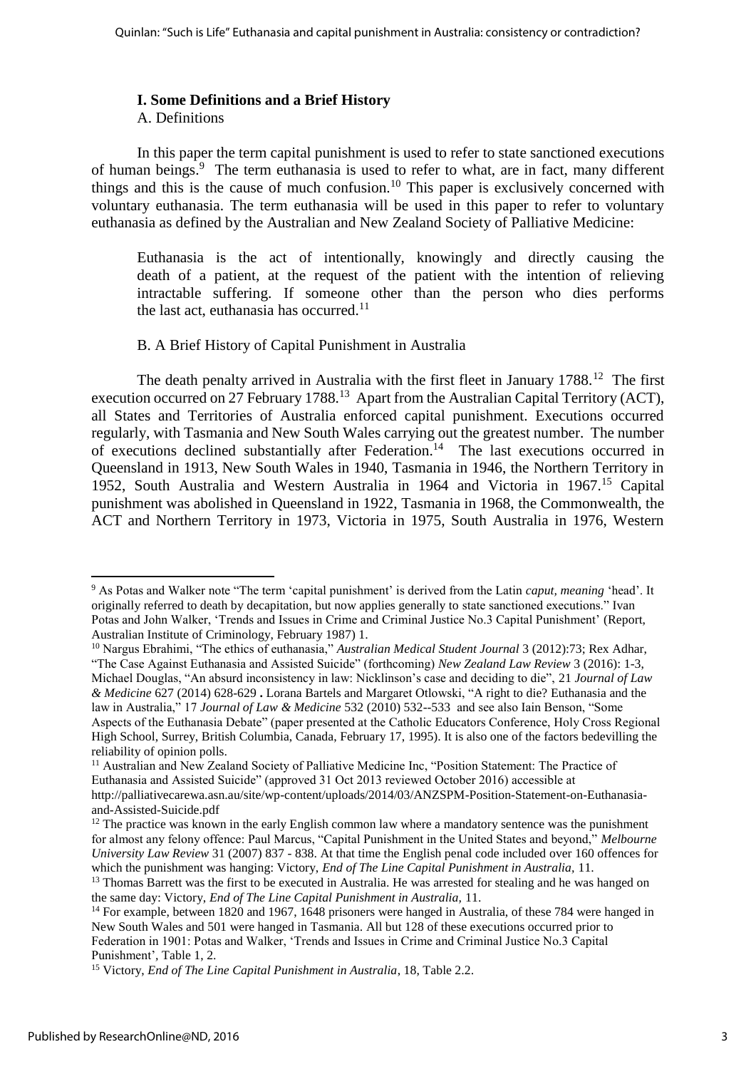## I. Some Definitions and a Brief History

### A. Definitions

In this paper the term capital punishment is used to refer to state sanctioned executions of human beings.[9] The term euthanasia is used to refer to what, are in fact, many different things and this is the cause of much confusion.[10] This paper is exclusively concerned with voluntary euthanasia. The term euthanasia will be used in this paper to refer to voluntary euthanasia as defined by the Australian and New Zealand Society of Palliative Medicine:

> Euthanasia is the act of intentionally, knowingly and directly causing the death of a patient, at the request of the patient with the intention of relieving intractable suffering. If someone other than the person who dies performs the last act, euthanasia has occurred.[11]

### B. A Brief History of Capital Punishment in Australia

The death penalty arrived in Australia with the first fleet in January 1788.[12] The first execution occurred on 27 February 1788.[13] Apart from the Australian Capital Territory (ACT), all States and Territories of Australia enforced capital punishment. Executions occurred regularly, with Tasmania and New South Wales carrying out the greatest number. The number of executions declined substantially after Federation.[14] The last executions occurred in Queensland in 1913, New South Wales in 1940, Tasmania in 1946, the Northern Territory in 1952, South Australia and Western Australia in 1964 and Victoria in 1967.[15] Capital punishment was abolished in Queensland in 1922, Tasmania in 1968, the Commonwealth, the ACT and Northern Territory in 1973, Victoria in 1975, South Australia in 1976, Western

---

[9] As Potas and Walker note "The term 'capital punishment' is derived from the Latin *caput, meaning* 'head'. It originally referred to death by decapitation, but now applies generally to state sanctioned executions." Ivan Potas and John Walker, 'Trends and Issues in Crime and Criminal Justice No.3 Capital Punishment' (Report, Australian Institute of Criminology, February 1987) 1.

[10] Nargus Ebrahimi, "The ethics of euthanasia," *Australian Medical Student Journal* 3 (2012):73; Rex Adhar, "The Case Against Euthanasia and Assisted Suicide" (forthcoming) *New Zealand Law Review* 3 (2016): 1-3, Michael Douglas, "An absurd inconsistency in law: Nicklinson's case and deciding to die", 21 *Journal of Law & Medicine* 627 (2014) 628-629 **.** Lorana Bartels and Margaret Otlowski, "A right to die? Euthanasia and the law in Australia," 17 *Journal of Law & Medicine* 532 (2010) 532--533 and see also Iain Benson, "Some Aspects of the Euthanasia Debate" (paper presented at the Catholic Educators Conference, Holy Cross Regional High School, Surrey, British Columbia, Canada, February 17, 1995). It is also one of the factors bedevilling the reliability of opinion polls.

[11] Australian and New Zealand Society of Palliative Medicine Inc, "Position Statement: The Practice of Euthanasia and Assisted Suicide" (approved 31 Oct 2013 reviewed October 2016) accessible at http://palliativecarewa.asn.au/site/wp-content/uploads/2014/03/ANZSPM-Position-Statement-on-Euthanasia-and-Assisted-Suicide.pdf

[12] The practice was known in the early English common law where a mandatory sentence was the punishment for almost any felony offence: Paul Marcus, "Capital Punishment in the United States and beyond," *Melbourne University Law Review* 31 (2007) 837 - 838. At that time the English penal code included over 160 offences for which the punishment was hanging: Victory, *End of The Line Capital Punishment in Australia,* 11.

[13] Thomas Barrett was the first to be executed in Australia. He was arrested for stealing and he was hanged on the same day: Victory*, End of The Line Capital Punishment in Australia,* 11.

[14] For example, between 1820 and 1967, 1648 prisoners were hanged in Australia, of these 784 were hanged in New South Wales and 501 were hanged in Tasmania. All but 128 of these executions occurred prior to Federation in 1901: Potas and Walker, 'Trends and Issues in Crime and Criminal Justice No.3 Capital Punishment', Table 1, 2.

[15] Victory, *End of The Line Capital Punishment in Australia*, 18, Table 2.2.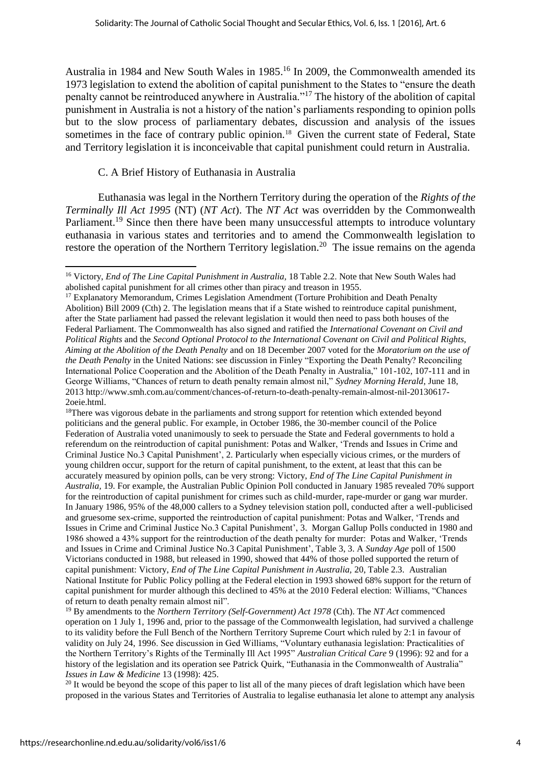Australia in 1984 and New South Wales in 1985.[16] In 2009, the Commonwealth amended its 1973 legislation to extend the abolition of capital punishment to the States to "ensure the death penalty cannot be reintroduced anywhere in Australia."[17] The history of the abolition of capital punishment in Australia is not a history of the nation's parliaments responding to opinion polls but to the slow process of parliamentary debates, discussion and analysis of the issues sometimes in the face of contrary public opinion.[18] Given the current state of Federal, State and Territory legislation it is inconceivable that capital punishment could return in Australia.

### C. A Brief History of Euthanasia in Australia

Euthanasia was legal in the Northern Territory during the operation of the *Rights of the Terminally Ill Act 1995* (NT) (*NT Act*). The *NT Act* was overridden by the Commonwealth Parliament.[19] Since then there have been many unsuccessful attempts to introduce voluntary euthanasia in various states and territories and to amend the Commonwealth legislation to restore the operation of the Northern Territory legislation.[20] The issue remains on the agenda

---

[16] Victory, *End of The Line Capital Punishment in Australia,* 18 Table 2.2. Note that New South Wales had abolished capital punishment for all crimes other than piracy and treason in 1955.

[17] Explanatory Memorandum, Crimes Legislation Amendment (Torture Prohibition and Death Penalty Abolition) Bill 2009 (Cth) 2. The legislation means that if a State wished to reintroduce capital punishment, after the State parliament had passed the relevant legislation it would then need to pass both houses of the Federal Parliament. The Commonwealth has also signed and ratified the *International Covenant on Civil and Political Rights* and the *Second Optional Protocol to the International Covenant on Civil and Political Rights, Aiming at the Abolition of the Death Penalty* and on 18 December 2007 voted for the *Moratorium on the use of the Death Penalty* in the United Nations: see discussion in Finley "Exporting the Death Penalty? Reconciling International Police Cooperation and the Abolition of the Death Penalty in Australia," 101-102, 107-111 and in George Williams, "Chances of return to death penalty remain almost nil," *Sydney Morning Herald*, June 18, 2013 http://www.smh.com.au/comment/chances-of-return-to-death-penalty-remain-almost-nil-20130617-2oeie.html.

[18] There was vigorous debate in the parliaments and strong support for retention which extended beyond politicians and the general public. For example, in October 1986, the 30-member council of the Police Federation of Australia voted unanimously to seek to persuade the State and Federal governments to hold a referendum on the reintroduction of capital punishment: Potas and Walker, 'Trends and Issues in Crime and Criminal Justice No.3 Capital Punishment', 2. Particularly when especially vicious crimes, or the murders of young children occur, support for the return of capital punishment, to the extent, at least that this can be accurately measured by opinion polls, can be very strong: Victory, *End of The Line Capital Punishment in Australia,* 19. For example, the Australian Public Opinion Poll conducted in January 1985 revealed 70% support for the reintroduction of capital punishment for crimes such as child-murder, rape-murder or gang war murder. In January 1986, 95% of the 48,000 callers to a Sydney television station poll, conducted after a well-publicised and gruesome sex-crime, supported the reintroduction of capital punishment: Potas and Walker, 'Trends and Issues in Crime and Criminal Justice No.3 Capital Punishment', 3. Morgan Gallup Polls conducted in 1980 and 1986 showed a 43% support for the reintroduction of the death penalty for murder: Potas and Walker, 'Trends and Issues in Crime and Criminal Justice No.3 Capital Punishment', Table 3, 3. A *Sunday Age* poll of 1500 Victorians conducted in 1988, but released in 1990, showed that 44% of those polled supported the return of capital punishment: Victory, *End of The Line Capital Punishment in Australia,* 20, Table 2.3. Australian National Institute for Public Policy polling at the Federal election in 1993 showed 68% support for the return of capital punishment for murder although this declined to 45% at the 2010 Federal election: Williams, "Chances of return to death penalty remain almost nil".

[19] By amendments to the *Northern Territory (Self-Government) Act 1978* (Cth). The *NT Act* commenced operation on 1 July 1, 1996 and, prior to the passage of the Commonwealth legislation, had survived a challenge to its validity before the Full Bench of the Northern Territory Supreme Court which ruled by 2:1 in favour of validity on July 24, 1996. See discussion in Ged Williams, "Voluntary euthanasia legislation: Practicalities of the Northern Territory's Rights of the Terminally Ill Act 1995" *Australian Critical Care* 9 (1996): 92 and for a history of the legislation and its operation see Patrick Quirk, "Euthanasia in the Commonwealth of Australia" *Issues in Law & Medicine* 13 (1998): 425.

[20] It would be beyond the scope of this paper to list all of the many pieces of draft legislation which have been proposed in the various States and Territories of Australia to legalise euthanasia let alone to attempt any analysis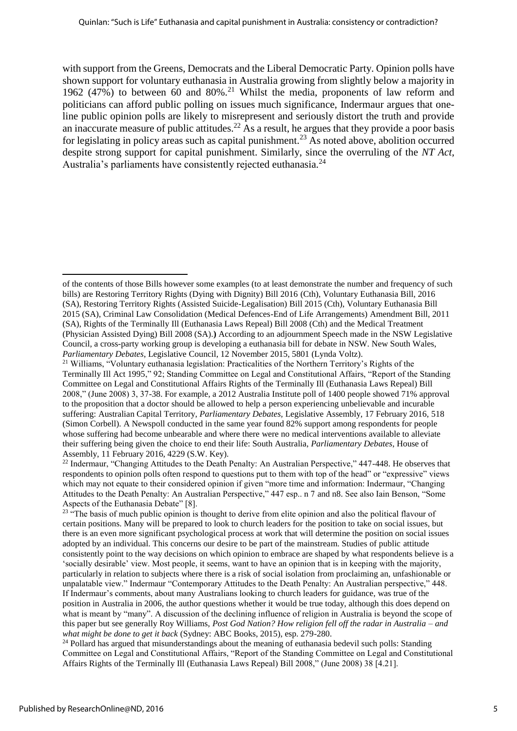with support from the Greens, Democrats and the Liberal Democratic Party. Opinion polls have shown support for voluntary euthanasia in Australia growing from slightly below a majority in 1962 (47%) to between 60 and 80%.[21] Whilst the media, proponents of law reform and politicians can afford public polling on issues much significance, Indermaur argues that one-line public opinion polls are likely to misrepresent and seriously distort the truth and provide an inaccurate measure of public attitudes.[22] As a result, he argues that they provide a poor basis for legislating in policy areas such as capital punishment.[23] As noted above, abolition occurred despite strong support for capital punishment. Similarly, since the overruling of the *NT Act*, Australia's parliaments have consistently rejected euthanasia.[24]

---

of the contents of those Bills however some examples (to at least demonstrate the number and frequency of such bills) are Restoring Territory Rights (Dying with Dignity) Bill 2016 (Cth), Voluntary Euthanasia Bill, 2016 (SA), Restoring Territory Rights (Assisted Suicide-Legalisation) Bill 2015 (Cth), Voluntary Euthanasia Bill 2015 (SA), Criminal Law Consolidation (Medical Defences-End of Life Arrangements) Amendment Bill, 2011 (SA), Rights of the Terminally Ill (Euthanasia Laws Repeal) Bill 2008 (Cth) and the Medical Treatment (Physician Assisted Dying) Bill 2008 (SA).**)** According to an adjournment Speech made in the NSW Legislative Council, a cross-party working group is developing a euthanasia bill for debate in NSW. New South Wales, *Parliamentary Debates*, Legislative Council, 12 November 2015, 5801 (Lynda Voltz).

[21] Williams, "Voluntary euthanasia legislation: Practicalities of the Northern Territory's Rights of the Terminally Ill Act 1995," 92; Standing Committee on Legal and Constitutional Affairs, "Report of the Standing Committee on Legal and Constitutional Affairs Rights of the Terminally Ill (Euthanasia Laws Repeal) Bill 2008," (June 2008) 3, 37-38. For example, a 2012 Australia Institute poll of 1400 people showed 71% approval to the proposition that a doctor should be allowed to help a person experiencing unbelievable and incurable suffering: Australian Capital Territory, *Parliamentary Debates*, Legislative Assembly, 17 February 2016, 518 (Simon Corbell). A Newspoll conducted in the same year found 82% support among respondents for people whose suffering had become unbearable and where there were no medical interventions available to alleviate their suffering being given the choice to end their life: South Australia, *Parliamentary Debates*, House of Assembly, 11 February 2016, 4229 (S.W. Key).

[22] Indermaur, "Changing Attitudes to the Death Penalty: An Australian Perspective," 447-448. He observes that respondents to opinion polls often respond to questions put to them with top of the head" or "expressive" views which may not equate to their considered opinion if given "more time and information: Indermaur, "Changing Attitudes to the Death Penalty: An Australian Perspective," 447 esp.. n 7 and n8. See also Iain Benson, "Some Aspects of the Euthanasia Debate" [8].

[23] "The basis of much public opinion is thought to derive from elite opinion and also the political flavour of certain positions. Many will be prepared to look to church leaders for the position to take on social issues, but there is an even more significant psychological process at work that will determine the position on social issues adopted by an individual. This concerns our desire to be part of the mainstream. Studies of public attitude consistently point to the way decisions on which opinion to embrace are shaped by what respondents believe is a 'socially desirable' view. Most people, it seems, want to have an opinion that is in keeping with the majority, particularly in relation to subjects where there is a risk of social isolation from proclaiming an, unfashionable or unpalatable view." Indermaur "Contemporary Attitudes to the Death Penalty: An Australian perspective," 448. If Indermaur's comments, about many Australians looking to church leaders for guidance, was true of the position in Australia in 2006, the author questions whether it would be true today, although this does depend on what is meant by "many". A discussion of the declining influence of religion in Australia is beyond the scope of this paper but see generally Roy Williams, *Post God Nation? How religion fell off the radar in Australia – and what might be done to get it back* (Sydney: ABC Books, 2015), esp. 279-280.

[24] Pollard has argued that misunderstandings about the meaning of euthanasia bedevil such polls: Standing Committee on Legal and Constitutional Affairs, "Report of the Standing Committee on Legal and Constitutional Affairs Rights of the Terminally Ill (Euthanasia Laws Repeal) Bill 2008," (June 2008) 38 [4.21].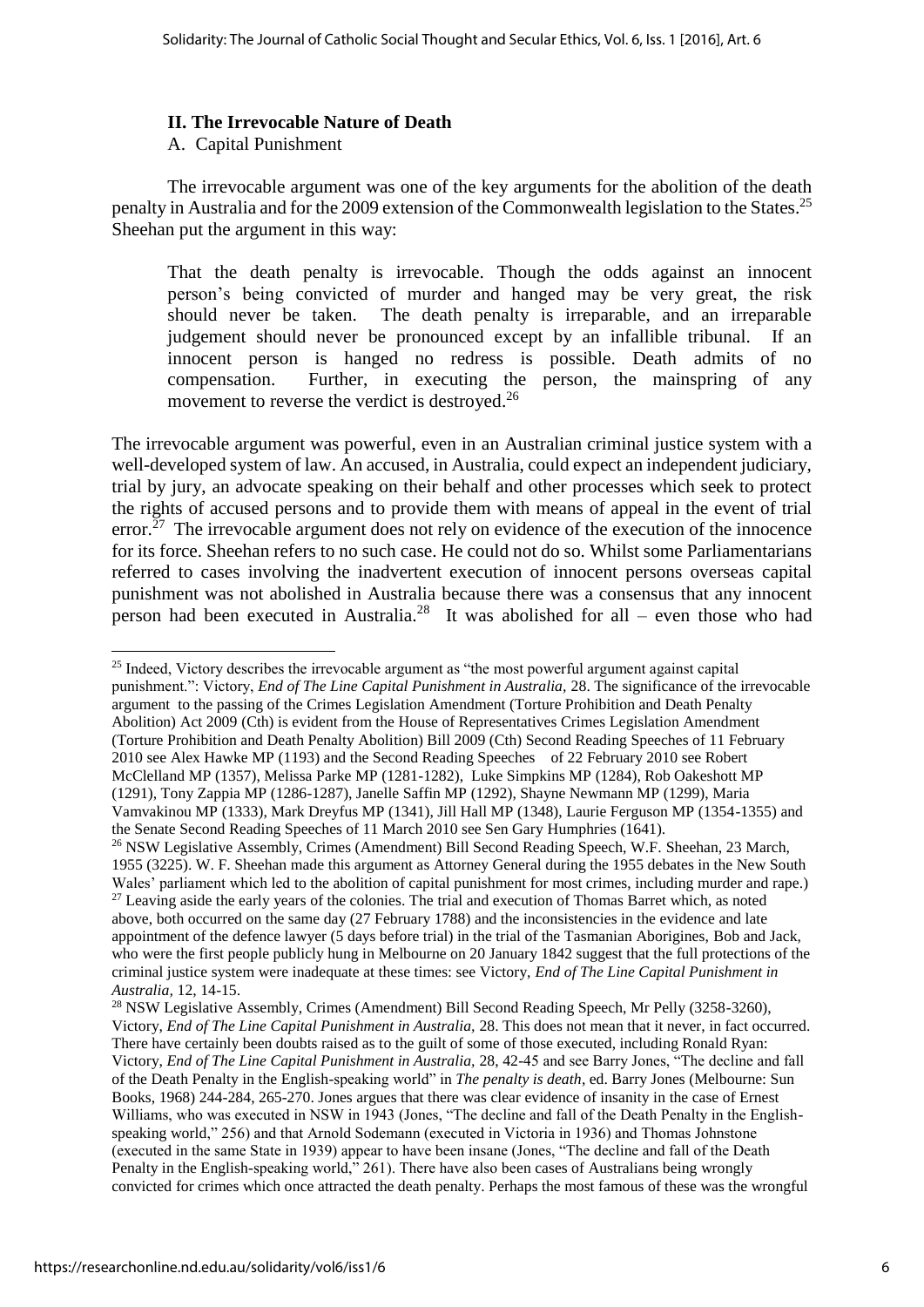## II. The Irrevocable Nature of Death

A. Capital Punishment

The irrevocable argument was one of the key arguments for the abolition of the death penalty in Australia and for the 2009 extension of the Commonwealth legislation to the States.[25] Sheehan put the argument in this way:

> That the death penalty is irrevocable. Though the odds against an innocent person's being convicted of murder and hanged may be very great, the risk should never be taken. The death penalty is irreparable, and an irreparable judgement should never be pronounced except by an infallible tribunal. If an innocent person is hanged no redress is possible. Death admits of no compensation. Further, in executing the person, the mainspring of any movement to reverse the verdict is destroyed.[26]

The irrevocable argument was powerful, even in an Australian criminal justice system with a well-developed system of law. An accused, in Australia, could expect an independent judiciary, trial by jury, an advocate speaking on their behalf and other processes which seek to protect the rights of accused persons and to provide them with means of appeal in the event of trial error.[27] The irrevocable argument does not rely on evidence of the execution of the innocence for its force. Sheehan refers to no such case. He could not do so. Whilst some Parliamentarians referred to cases involving the inadvertent execution of innocent persons overseas capital punishment was not abolished in Australia because there was a consensus that any innocent person had been executed in Australia.[28] It was abolished for all – even those who had

---

[25] Indeed, Victory describes the irrevocable argument as "the most powerful argument against capital punishment.": Victory, *End of The Line Capital Punishment in Australia,* 28. The significance of the irrevocable argument to the passing of the Crimes Legislation Amendment (Torture Prohibition and Death Penalty Abolition) Act 2009 (Cth) is evident from the House of Representatives Crimes Legislation Amendment (Torture Prohibition and Death Penalty Abolition) Bill 2009 (Cth) Second Reading Speeches of 11 February 2010 see Alex Hawke MP (1193) and the Second Reading Speeches of 22 February 2010 see Robert McClelland MP (1357), Melissa Parke MP (1281-1282), Luke Simpkins MP (1284), Rob Oakeshott MP (1291), Tony Zappia MP (1286-1287), Janelle Saffin MP (1292), Shayne Newmann MP (1299), Maria Vamvakinou MP (1333), Mark Dreyfus MP (1341), Jill Hall MP (1348), Laurie Ferguson MP (1354-1355) and the Senate Second Reading Speeches of 11 March 2010 see Sen Gary Humphries (1641).

[26] NSW Legislative Assembly, Crimes (Amendment) Bill Second Reading Speech, W.F. Sheehan, 23 March, 1955 (3225). W. F. Sheehan made this argument as Attorney General during the 1955 debates in the New South Wales' parliament which led to the abolition of capital punishment for most crimes, including murder and rape.)

[27] Leaving aside the early years of the colonies. The trial and execution of Thomas Barret which, as noted above, both occurred on the same day (27 February 1788) and the inconsistencies in the evidence and late appointment of the defence lawyer (5 days before trial) in the trial of the Tasmanian Aborigines, Bob and Jack, who were the first people publicly hung in Melbourne on 20 January 1842 suggest that the full protections of the criminal justice system were inadequate at these times: see Victory, *End of The Line Capital Punishment in Australia,* 12, 14-15.

[28] NSW Legislative Assembly, Crimes (Amendment) Bill Second Reading Speech, Mr Pelly (3258-3260), Victory, *End of The Line Capital Punishment in Australia,* 28. This does not mean that it never, in fact occurred. There have certainly been doubts raised as to the guilt of some of those executed, including Ronald Ryan: Victory, *End of The Line Capital Punishment in Australia,* 28, 42-45 and see Barry Jones, "The decline and fall of the Death Penalty in the English-speaking world" in *The penalty is death,* ed. Barry Jones (Melbourne: Sun Books, 1968) 244-284, 265-270. Jones argues that there was clear evidence of insanity in the case of Ernest Williams, who was executed in NSW in 1943 (Jones, "The decline and fall of the Death Penalty in the English-speaking world," 256) and that Arnold Sodemann (executed in Victoria in 1936) and Thomas Johnstone (executed in the same State in 1939) appear to have been insane (Jones, "The decline and fall of the Death Penalty in the English-speaking world," 261). There have also been cases of Australians being wrongly convicted for crimes which once attracted the death penalty. Perhaps the most famous of these was the wrongful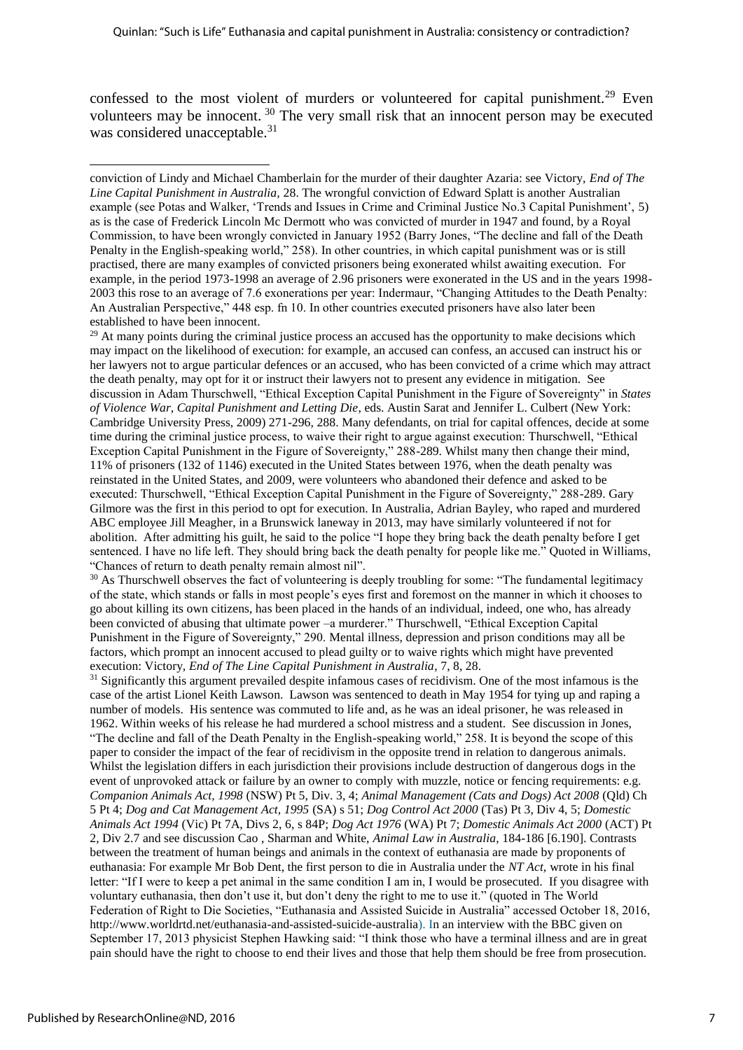confessed to the most violent of murders or volunteered for capital punishment.[29] Even volunteers may be innocent. [30] The very small risk that an innocent person may be executed was considered unacceptable.[31]

---

conviction of Lindy and Michael Chamberlain for the murder of their daughter Azaria: see Victory, *End of The Line Capital Punishment in Australia*, 28. The wrongful conviction of Edward Splatt is another Australian example (see Potas and Walker, 'Trends and Issues in Crime and Criminal Justice No.3 Capital Punishment', 5) as is the case of Frederick Lincoln Mc Dermott who was convicted of murder in 1947 and found, by a Royal Commission, to have been wrongly convicted in January 1952 (Barry Jones, "The decline and fall of the Death Penalty in the English-speaking world," 258). In other countries, in which capital punishment was or is still practised, there are many examples of convicted prisoners being exonerated whilst awaiting execution. For example, in the period 1973-1998 an average of 2.96 prisoners were exonerated in the US and in the years 1998-2003 this rose to an average of 7.6 exonerations per year: Indermaur, "Changing Attitudes to the Death Penalty: An Australian Perspective," 448 esp. fn 10. In other countries executed prisoners have also later been established to have been innocent.

[29] At many points during the criminal justice process an accused has the opportunity to make decisions which may impact on the likelihood of execution: for example, an accused can confess, an accused can instruct his or her lawyers not to argue particular defences or an accused, who has been convicted of a crime which may attract the death penalty, may opt for it or instruct their lawyers not to present any evidence in mitigation. See discussion in Adam Thurschwell, "Ethical Exception Capital Punishment in the Figure of Sovereignty" in *States of Violence War, Capital Punishment and Letting Die*, eds. Austin Sarat and Jennifer L. Culbert (New York: Cambridge University Press, 2009) 271-296, 288. Many defendants, on trial for capital offences, decide at some time during the criminal justice process, to waive their right to argue against execution: Thurschwell, "Ethical Exception Capital Punishment in the Figure of Sovereignty," 288-289. Whilst many then change their mind, 11% of prisoners (132 of 1146) executed in the United States between 1976, when the death penalty was reinstated in the United States, and 2009, were volunteers who abandoned their defence and asked to be executed: Thurschwell, "Ethical Exception Capital Punishment in the Figure of Sovereignty," 288-289. Gary Gilmore was the first in this period to opt for execution. In Australia, Adrian Bayley, who raped and murdered ABC employee Jill Meagher, in a Brunswick laneway in 2013, may have similarly volunteered if not for abolition. After admitting his guilt, he said to the police "I hope they bring back the death penalty before I get sentenced. I have no life left. They should bring back the death penalty for people like me." Quoted in Williams, "Chances of return to death penalty remain almost nil".

[30] As Thurschwell observes the fact of volunteering is deeply troubling for some: "The fundamental legitimacy of the state, which stands or falls in most people's eyes first and foremost on the manner in which it chooses to go about killing its own citizens, has been placed in the hands of an individual, indeed, one who, has already been convicted of abusing that ultimate power –a murderer." Thurschwell, "Ethical Exception Capital Punishment in the Figure of Sovereignty," 290. Mental illness, depression and prison conditions may all be factors, which prompt an innocent accused to plead guilty or to waive rights which might have prevented execution: Victory, *End of The Line Capital Punishment in Australia*, 7, 8, 28.

[31] Significantly this argument prevailed despite infamous cases of recidivism. One of the most infamous is the case of the artist Lionel Keith Lawson. Lawson was sentenced to death in May 1954 for tying up and raping a number of models. His sentence was commuted to life and, as he was an ideal prisoner, he was released in 1962. Within weeks of his release he had murdered a school mistress and a student. See discussion in Jones, "The decline and fall of the Death Penalty in the English-speaking world," 258. It is beyond the scope of this paper to consider the impact of the fear of recidivism in the opposite trend in relation to dangerous animals. Whilst the legislation differs in each jurisdiction their provisions include destruction of dangerous dogs in the event of unprovoked attack or failure by an owner to comply with muzzle, notice or fencing requirements: e.g. *Companion Animals Act, 1998* (NSW) Pt 5, Div. 3, 4; *Animal Management (Cats and Dogs) Act 2008* (Qld) Ch 5 Pt 4; *Dog and Cat Management Act, 1995* (SA) s 51; *Dog Control Act 2000* (Tas) Pt 3, Div 4, 5; *Domestic Animals Act 1994* (Vic) Pt 7A, Divs 2, 6, s 84P; *Dog Act 1976* (WA) Pt 7; *Domestic Animals Act 2000* (ACT) Pt 2, Div 2.7 and see discussion Cao , Sharman and White, *Animal Law in Australia*, 184-186 [6.190]. Contrasts between the treatment of human beings and animals in the context of euthanasia are made by proponents of euthanasia: For example Mr Bob Dent, the first person to die in Australia under the *NT Act,* wrote in his final letter: "If I were to keep a pet animal in the same condition I am in, I would be prosecuted. If you disagree with voluntary euthanasia, then don't use it, but don't deny the right to me to use it." (quoted in The World Federation of Right to Die Societies, "Euthanasia and Assisted Suicide in Australia" accessed October 18, 2016, http://www.worldrtd.net/euthanasia-and-assisted-suicide-australia). In an interview with the BBC given on September 17, 2013 physicist Stephen Hawking said: "I think those who have a terminal illness and are in great pain should have the right to choose to end their lives and those that help them should be free from prosecution.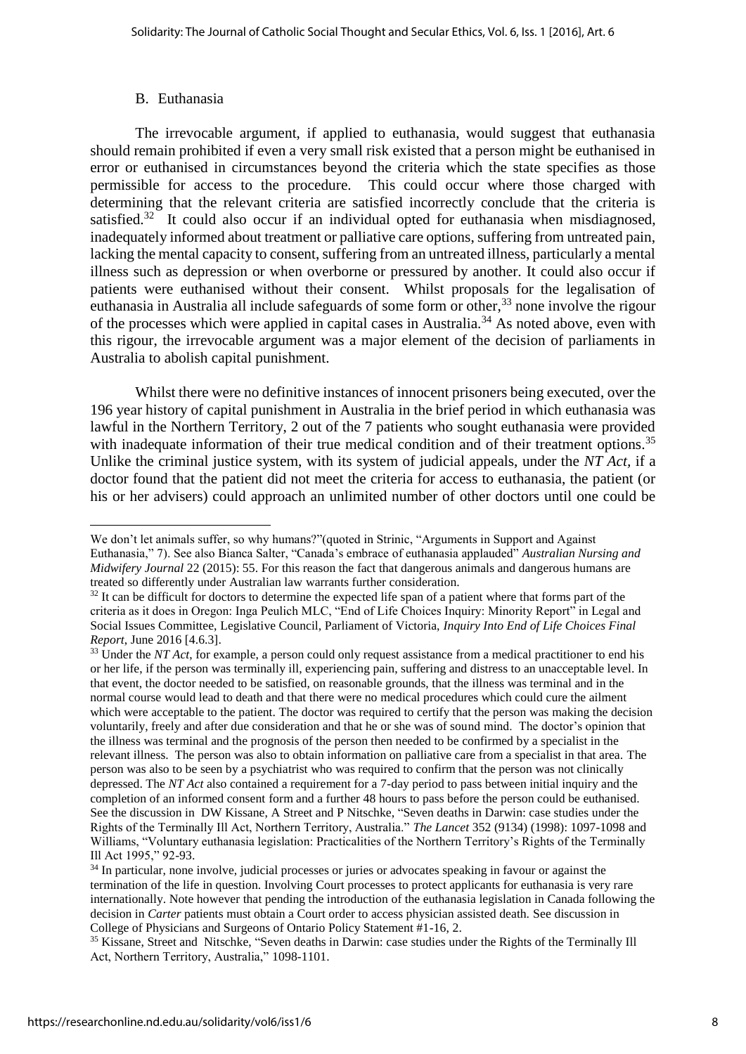B. Euthanasia

The irrevocable argument, if applied to euthanasia, would suggest that euthanasia should remain prohibited if even a very small risk existed that a person might be euthanised in error or euthanised in circumstances beyond the criteria which the state specifies as those permissible for access to the procedure. This could occur where those charged with determining that the relevant criteria are satisfied incorrectly conclude that the criteria is satisfied.[32] It could also occur if an individual opted for euthanasia when misdiagnosed, inadequately informed about treatment or palliative care options, suffering from untreated pain, lacking the mental capacity to consent, suffering from an untreated illness, particularly a mental illness such as depression or when overborne or pressured by another. It could also occur if patients were euthanised without their consent. Whilst proposals for the legalisation of euthanasia in Australia all include safeguards of some form or other,[33] none involve the rigour of the processes which were applied in capital cases in Australia.[34] As noted above, even with this rigour, the irrevocable argument was a major element of the decision of parliaments in Australia to abolish capital punishment.

Whilst there were no definitive instances of innocent prisoners being executed, over the 196 year history of capital punishment in Australia in the brief period in which euthanasia was lawful in the Northern Territory, 2 out of the 7 patients who sought euthanasia were provided with inadequate information of their true medical condition and of their treatment options.[35] Unlike the criminal justice system, with its system of judicial appeals, under the *NT Act*, if a doctor found that the patient did not meet the criteria for access to euthanasia, the patient (or his or her advisers) could approach an unlimited number of other doctors until one could be

---

We don't let animals suffer, so why humans?"(quoted in Strinic, "Arguments in Support and Against Euthanasia," 7). See also Bianca Salter, "Canada's embrace of euthanasia applauded" *Australian Nursing and Midwifery Journal* 22 (2015): 55. For this reason the fact that dangerous animals and dangerous humans are treated so differently under Australian law warrants further consideration.

[32] It can be difficult for doctors to determine the expected life span of a patient where that forms part of the criteria as it does in Oregon: Inga Peulich MLC, "End of Life Choices Inquiry: Minority Report" in Legal and Social Issues Committee, Legislative Council, Parliament of Victoria, *Inquiry Into End of Life Choices Final Report*, June 2016 [4.6.3].

[33] Under the *NT Act*, for example, a person could only request assistance from a medical practitioner to end his or her life, if the person was terminally ill, experiencing pain, suffering and distress to an unacceptable level. In that event, the doctor needed to be satisfied, on reasonable grounds, that the illness was terminal and in the normal course would lead to death and that there were no medical procedures which could cure the ailment which were acceptable to the patient. The doctor was required to certify that the person was making the decision voluntarily, freely and after due consideration and that he or she was of sound mind. The doctor's opinion that the illness was terminal and the prognosis of the person then needed to be confirmed by a specialist in the relevant illness. The person was also to obtain information on palliative care from a specialist in that area. The person was also to be seen by a psychiatrist who was required to confirm that the person was not clinically depressed. The *NT Act* also contained a requirement for a 7-day period to pass between initial inquiry and the completion of an informed consent form and a further 48 hours to pass before the person could be euthanised. See the discussion in DW Kissane, A Street and P Nitschke, "Seven deaths in Darwin: case studies under the Rights of the Terminally Ill Act, Northern Territory, Australia." *The Lancet* 352 (9134) (1998): 1097-1098 and Williams, "Voluntary euthanasia legislation: Practicalities of the Northern Territory's Rights of the Terminally Ill Act 1995," 92-93.

[34] In particular, none involve, judicial processes or juries or advocates speaking in favour or against the termination of the life in question. Involving Court processes to protect applicants for euthanasia is very rare internationally. Note however that pending the introduction of the euthanasia legislation in Canada following the decision in *Carter* patients must obtain a Court order to access physician assisted death. See discussion in College of Physicians and Surgeons of Ontario Policy Statement #1-16, 2.

[35] Kissane, Street and Nitschke, "Seven deaths in Darwin: case studies under the Rights of the Terminally Ill Act, Northern Territory, Australia," 1098-1101.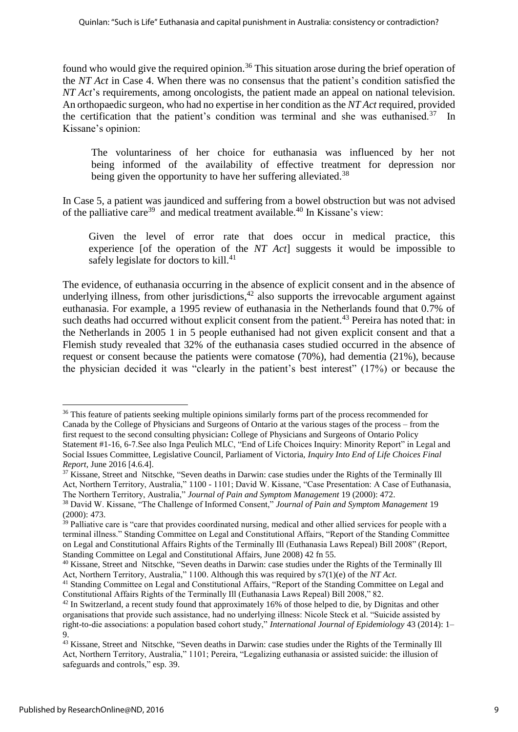found who would give the required opinion.[36] This situation arose during the brief operation of the *NT Act* in Case 4. When there was no consensus that the patient's condition satisfied the *NT Act*'s requirements, among oncologists, the patient made an appeal on national television. An orthopaedic surgeon, who had no expertise in her condition as the *NT Act* required, provided the certification that the patient's condition was terminal and she was euthanised.[37] In Kissane's opinion:

> The voluntariness of her choice for euthanasia was influenced by her not being informed of the availability of effective treatment for depression nor being given the opportunity to have her suffering alleviated.[38]

In Case 5, a patient was jaundiced and suffering from a bowel obstruction but was not advised of the palliative care[39] and medical treatment available.[40] In Kissane's view:

> Given the level of error rate that does occur in medical practice, this experience [of the operation of the *NT Act*] suggests it would be impossible to safely legislate for doctors to kill.[41]

The evidence, of euthanasia occurring in the absence of explicit consent and in the absence of underlying illness, from other jurisdictions,[42] also supports the irrevocable argument against euthanasia. For example, a 1995 review of euthanasia in the Netherlands found that 0.7% of such deaths had occurred without explicit consent from the patient.[43] Pereira has noted that: in the Netherlands in 2005 1 in 5 people euthanised had not given explicit consent and that a Flemish study revealed that 32% of the euthanasia cases studied occurred in the absence of request or consent because the patients were comatose (70%), had dementia (21%), because the physician decided it was "clearly in the patient's best interest" (17%) or because the

---

[36] This feature of patients seeking multiple opinions similarly forms part of the process recommended for Canada by the College of Physicians and Surgeons of Ontario at the various stages of the process – from the first request to the second consulting physician**:** College of Physicians and Surgeons of Ontario Policy Statement #1-16, 6-7.See also Inga Peulich MLC, "End of Life Choices Inquiry: Minority Report" in Legal and Social Issues Committee, Legislative Council, Parliament of Victoria, *Inquiry Into End of Life Choices Final Report*, June 2016 [4.6.4].

[37] Kissane, Street and Nitschke, "Seven deaths in Darwin: case studies under the Rights of the Terminally Ill Act, Northern Territory, Australia," 1100 - 1101; David W. Kissane, "Case Presentation: A Case of Euthanasia, The Northern Territory, Australia," *Journal of Pain and Symptom Management* 19 (2000): 472.

[38] David W. Kissane, "The Challenge of Informed Consent," *Journal of Pain and Symptom Management* 19 (2000): 473.

[39] Palliative care is "care that provides coordinated nursing, medical and other allied services for people with a terminal illness." Standing Committee on Legal and Constitutional Affairs, "Report of the Standing Committee on Legal and Constitutional Affairs Rights of the Terminally Ill (Euthanasia Laws Repeal) Bill 2008" (Report, Standing Committee on Legal and Constitutional Affairs, June 2008) 42 fn 55.

[40] Kissane, Street and Nitschke, "Seven deaths in Darwin: case studies under the Rights of the Terminally Ill Act, Northern Territory, Australia," 1100. Although this was required by s7(1)(e) of the *NT Act*.

[41] Standing Committee on Legal and Constitutional Affairs, "Report of the Standing Committee on Legal and Constitutional Affairs Rights of the Terminally Ill (Euthanasia Laws Repeal) Bill 2008," 82.

[42] In Switzerland, a recent study found that approximately 16% of those helped to die, by Dignitas and other organisations that provide such assistance, had no underlying illness: Nicole Steck et al. "Suicide assisted by right-to-die associations: a population based cohort study," *International Journal of Epidemiology* 43 (2014): 1–9.

[43] Kissane, Street and Nitschke, "Seven deaths in Darwin: case studies under the Rights of the Terminally Ill Act, Northern Territory, Australia," 1101; Pereira, "Legalizing euthanasia or assisted suicide: the illusion of safeguards and controls," esp. 39.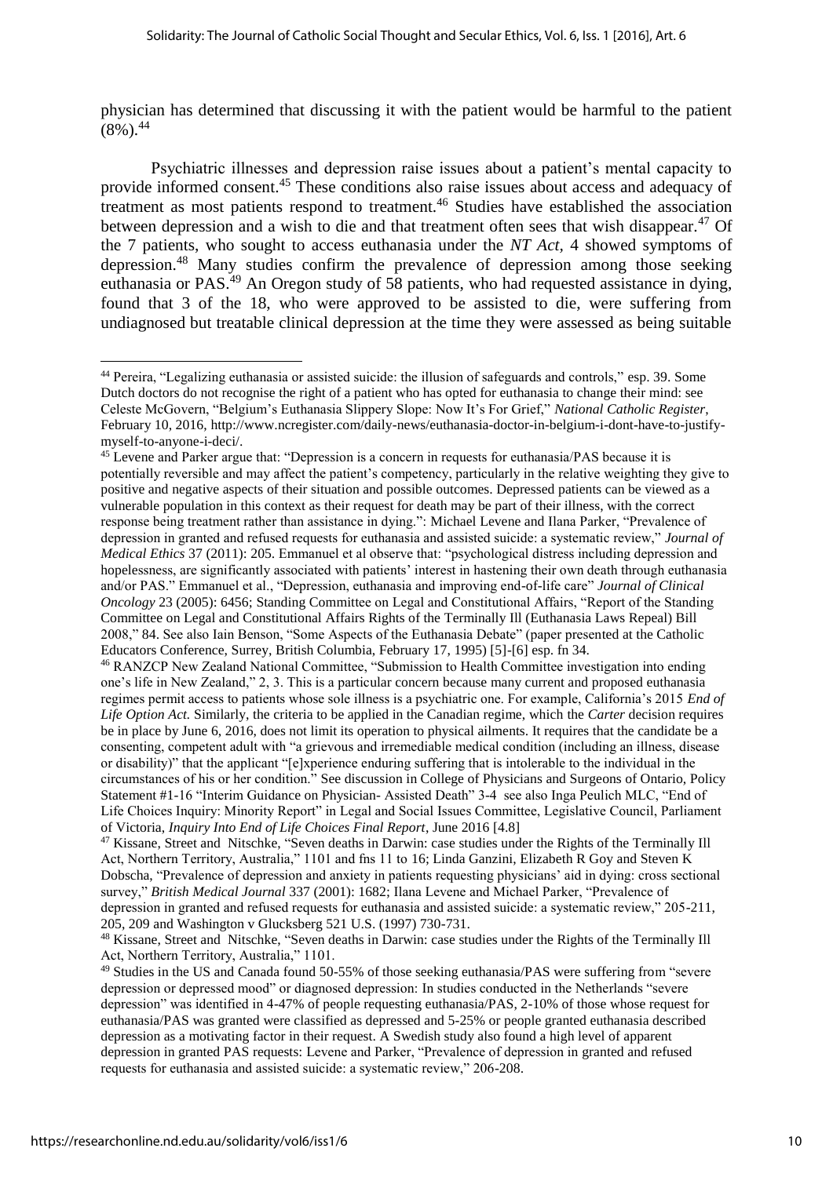physician has determined that discussing it with the patient would be harmful to the patient (8%).[44]

Psychiatric illnesses and depression raise issues about a patient's mental capacity to provide informed consent.[45] These conditions also raise issues about access and adequacy of treatment as most patients respond to treatment.[46] Studies have established the association between depression and a wish to die and that treatment often sees that wish disappear.[47] Of the 7 patients, who sought to access euthanasia under the *NT Act*, 4 showed symptoms of depression.[48] Many studies confirm the prevalence of depression among those seeking euthanasia or PAS.[49] An Oregon study of 58 patients, who had requested assistance in dying, found that 3 of the 18, who were approved to be assisted to die, were suffering from undiagnosed but treatable clinical depression at the time they were assessed as being suitable

---

[44] Pereira, "Legalizing euthanasia or assisted suicide: the illusion of safeguards and controls," esp. 39. Some Dutch doctors do not recognise the right of a patient who has opted for euthanasia to change their mind: see Celeste McGovern, "Belgium's Euthanasia Slippery Slope: Now It's For Grief," *National Catholic Register*, February 10, 2016, http://www.ncregister.com/daily-news/euthanasia-doctor-in-belgium-i-dont-have-to-justify-myself-to-anyone-i-deci/.

[45] Levene and Parker argue that: "Depression is a concern in requests for euthanasia/PAS because it is potentially reversible and may affect the patient's competency, particularly in the relative weighting they give to positive and negative aspects of their situation and possible outcomes. Depressed patients can be viewed as a vulnerable population in this context as their request for death may be part of their illness, with the correct response being treatment rather than assistance in dying.": Michael Levene and Ilana Parker, "Prevalence of depression in granted and refused requests for euthanasia and assisted suicide: a systematic review," *Journal of Medical Ethics* 37 (2011): 205. Emmanuel et al observe that: "psychological distress including depression and hopelessness, are significantly associated with patients' interest in hastening their own death through euthanasia and/or PAS." Emmanuel et al., "Depression, euthanasia and improving end-of-life care" *Journal of Clinical Oncology* 23 (2005): 6456; Standing Committee on Legal and Constitutional Affairs, "Report of the Standing Committee on Legal and Constitutional Affairs Rights of the Terminally Ill (Euthanasia Laws Repeal) Bill 2008," 84. See also Iain Benson, "Some Aspects of the Euthanasia Debate" (paper presented at the Catholic Educators Conference, Surrey, British Columbia, February 17, 1995) [5]-[6] esp. fn 34.

[46] RANZCP New Zealand National Committee, "Submission to Health Committee investigation into ending one's life in New Zealand," 2, 3. This is a particular concern because many current and proposed euthanasia regimes permit access to patients whose sole illness is a psychiatric one. For example, California's 2015 *End of Life Option Act.* Similarly, the criteria to be applied in the Canadian regime, which the *Carter* decision requires be in place by June 6, 2016, does not limit its operation to physical ailments. It requires that the candidate be a consenting, competent adult with "a grievous and irremediable medical condition (including an illness, disease or disability)" that the applicant "[e]xperience enduring suffering that is intolerable to the individual in the circumstances of his or her condition." See discussion in College of Physicians and Surgeons of Ontario, Policy Statement #1-16 "Interim Guidance on Physician- Assisted Death" 3-4 see also Inga Peulich MLC, "End of Life Choices Inquiry: Minority Report" in Legal and Social Issues Committee, Legislative Council, Parliament of Victoria, *Inquiry Into End of Life Choices Final Report*, June 2016 [4.8]

[47] Kissane, Street and Nitschke, "Seven deaths in Darwin: case studies under the Rights of the Terminally Ill Act, Northern Territory, Australia," 1101 and fns 11 to 16; Linda Ganzini, Elizabeth R Goy and Steven K Dobscha, "Prevalence of depression and anxiety in patients requesting physicians' aid in dying: cross sectional survey," *British Medical Journal* 337 (2001): 1682; Ilana Levene and Michael Parker, "Prevalence of depression in granted and refused requests for euthanasia and assisted suicide: a systematic review," 205-211, 205, 209 and Washington v Glucksberg 521 U.S. (1997) 730-731.

[48] Kissane, Street and Nitschke, "Seven deaths in Darwin: case studies under the Rights of the Terminally Ill Act, Northern Territory, Australia," 1101.

[49] Studies in the US and Canada found 50-55% of those seeking euthanasia/PAS were suffering from "severe depression or depressed mood" or diagnosed depression: In studies conducted in the Netherlands "severe depression" was identified in 4-47% of people requesting euthanasia/PAS, 2-10% of those whose request for euthanasia/PAS was granted were classified as depressed and 5-25% or people granted euthanasia described depression as a motivating factor in their request. A Swedish study also found a high level of apparent depression in granted PAS requests: Levene and Parker, "Prevalence of depression in granted and refused requests for euthanasia and assisted suicide: a systematic review," 206-208.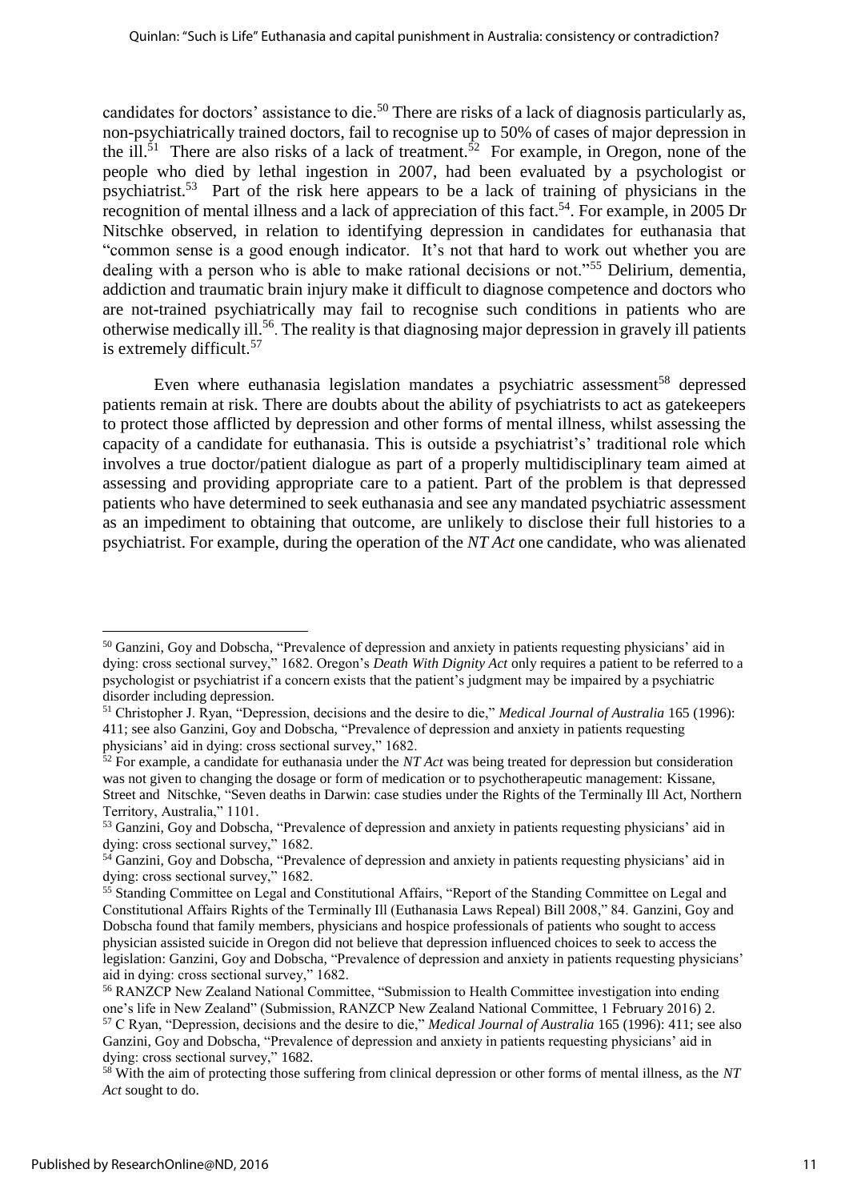candidates for doctors' assistance to die.[50] There are risks of a lack of diagnosis particularly as, non-psychiatrically trained doctors, fail to recognise up to 50% of cases of major depression in the ill.[51] There are also risks of a lack of treatment.[52] For example, in Oregon, none of the people who died by lethal ingestion in 2007, had been evaluated by a psychologist or psychiatrist.[53] Part of the risk here appears to be a lack of training of physicians in the recognition of mental illness and a lack of appreciation of this fact.[54]. For example, in 2005 Dr Nitschke observed, in relation to identifying depression in candidates for euthanasia that "common sense is a good enough indicator. It's not that hard to work out whether you are dealing with a person who is able to make rational decisions or not."[55] Delirium, dementia, addiction and traumatic brain injury make it difficult to diagnose competence and doctors who are not-trained psychiatrically may fail to recognise such conditions in patients who are otherwise medically ill.[56]. The reality is that diagnosing major depression in gravely ill patients is extremely difficult.[57]

Even where euthanasia legislation mandates a psychiatric assessment[58] depressed patients remain at risk. There are doubts about the ability of psychiatrists to act as gatekeepers to protect those afflicted by depression and other forms of mental illness, whilst assessing the capacity of a candidate for euthanasia. This is outside a psychiatrist's' traditional role which involves a true doctor/patient dialogue as part of a properly multidisciplinary team aimed at assessing and providing appropriate care to a patient. Part of the problem is that depressed patients who have determined to seek euthanasia and see any mandated psychiatric assessment as an impediment to obtaining that outcome, are unlikely to disclose their full histories to a psychiatrist. For example, during the operation of the *NT Act* one candidate, who was alienated

---

[50] Ganzini, Goy and Dobscha, "Prevalence of depression and anxiety in patients requesting physicians' aid in dying: cross sectional survey," 1682. Oregon's *Death With Dignity Act* only requires a patient to be referred to a psychologist or psychiatrist if a concern exists that the patient's judgment may be impaired by a psychiatric disorder including depression.

[51] Christopher J. Ryan, "Depression, decisions and the desire to die," *Medical Journal of Australia* 165 (1996): 411; see also Ganzini, Goy and Dobscha, "Prevalence of depression and anxiety in patients requesting physicians' aid in dying: cross sectional survey," 1682.

[52] For example, a candidate for euthanasia under the *NT Act* was being treated for depression but consideration was not given to changing the dosage or form of medication or to psychotherapeutic management: Kissane, Street and Nitschke, "Seven deaths in Darwin: case studies under the Rights of the Terminally Ill Act, Northern Territory, Australia," 1101.

[53] Ganzini, Goy and Dobscha, "Prevalence of depression and anxiety in patients requesting physicians' aid in dying: cross sectional survey," 1682.

[54] Ganzini, Goy and Dobscha, "Prevalence of depression and anxiety in patients requesting physicians' aid in dying: cross sectional survey," 1682.

[55] Standing Committee on Legal and Constitutional Affairs, "Report of the Standing Committee on Legal and Constitutional Affairs Rights of the Terminally Ill (Euthanasia Laws Repeal) Bill 2008," 84. Ganzini, Goy and Dobscha found that family members, physicians and hospice professionals of patients who sought to access physician assisted suicide in Oregon did not believe that depression influenced choices to seek to access the legislation: Ganzini, Goy and Dobscha, "Prevalence of depression and anxiety in patients requesting physicians' aid in dying: cross sectional survey," 1682.

[56] RANZCP New Zealand National Committee, "Submission to Health Committee investigation into ending one's life in New Zealand" (Submission, RANZCP New Zealand National Committee, 1 February 2016) 2.

[57] C Ryan, "Depression, decisions and the desire to die," *Medical Journal of Australia* 165 (1996): 411; see also Ganzini, Goy and Dobscha, "Prevalence of depression and anxiety in patients requesting physicians' aid in dying: cross sectional survey," 1682.

[58] With the aim of protecting those suffering from clinical depression or other forms of mental illness, as the *NT Act* sought to do.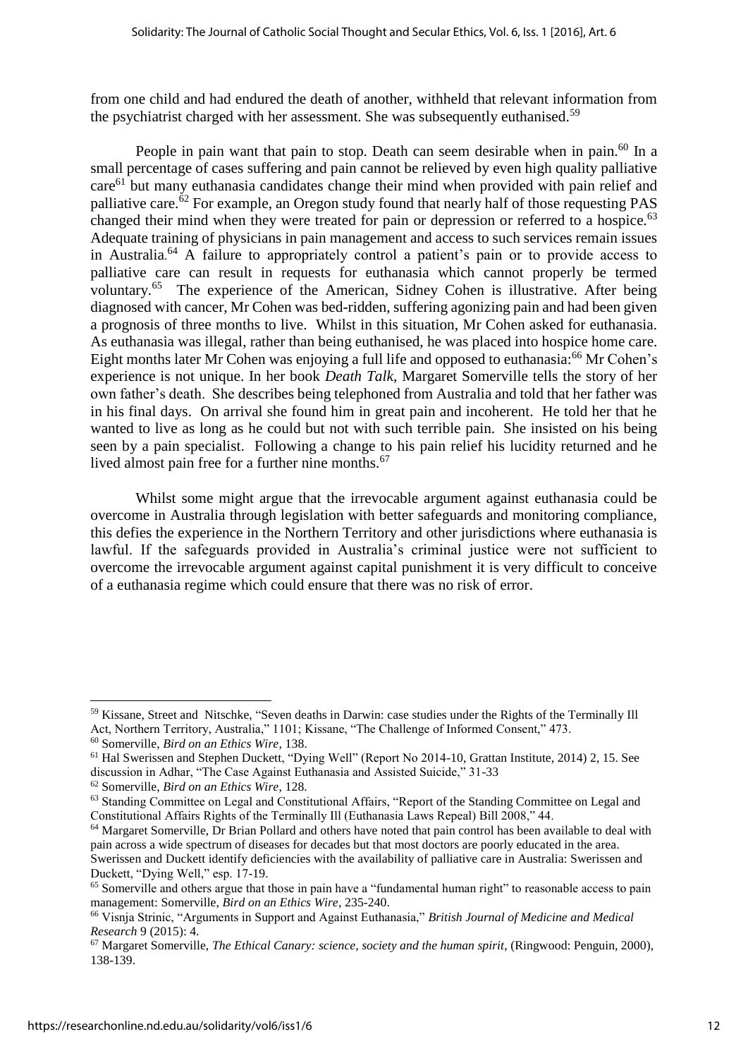from one child and had endured the death of another, withheld that relevant information from the psychiatrist charged with her assessment. She was subsequently euthanised.[59]

People in pain want that pain to stop. Death can seem desirable when in pain.[60] In a small percentage of cases suffering and pain cannot be relieved by even high quality palliative care[61] but many euthanasia candidates change their mind when provided with pain relief and palliative care.[62] For example, an Oregon study found that nearly half of those requesting PAS changed their mind when they were treated for pain or depression or referred to a hospice.[63] Adequate training of physicians in pain management and access to such services remain issues in Australia.[64] A failure to appropriately control a patient's pain or to provide access to palliative care can result in requests for euthanasia which cannot properly be termed voluntary.[65] The experience of the American, Sidney Cohen is illustrative. After being diagnosed with cancer, Mr Cohen was bed-ridden, suffering agonizing pain and had been given a prognosis of three months to live. Whilst in this situation, Mr Cohen asked for euthanasia. As euthanasia was illegal, rather than being euthanised, he was placed into hospice home care. Eight months later Mr Cohen was enjoying a full life and opposed to euthanasia:[66] Mr Cohen's experience is not unique. In her book *Death Talk*, Margaret Somerville tells the story of her own father's death. She describes being telephoned from Australia and told that her father was in his final days. On arrival she found him in great pain and incoherent. He told her that he wanted to live as long as he could but not with such terrible pain. She insisted on his being seen by a pain specialist. Following a change to his pain relief his lucidity returned and he lived almost pain free for a further nine months.[67]

Whilst some might argue that the irrevocable argument against euthanasia could be overcome in Australia through legislation with better safeguards and monitoring compliance, this defies the experience in the Northern Territory and other jurisdictions where euthanasia is lawful. If the safeguards provided in Australia's criminal justice were not sufficient to overcome the irrevocable argument against capital punishment it is very difficult to conceive of a euthanasia regime which could ensure that there was no risk of error.

---

[59] Kissane, Street and Nitschke, "Seven deaths in Darwin: case studies under the Rights of the Terminally Ill Act, Northern Territory, Australia," 1101; Kissane, "The Challenge of Informed Consent," 473.

[60] Somerville, *Bird on an Ethics Wire*, 138.

[61] Hal Swerissen and Stephen Duckett, "Dying Well" (Report No 2014-10, Grattan Institute, 2014) 2, 15. See discussion in Adhar, "The Case Against Euthanasia and Assisted Suicide," 31-33

[62] Somerville, *Bird on an Ethics Wire*, 128.

[63] Standing Committee on Legal and Constitutional Affairs, "Report of the Standing Committee on Legal and Constitutional Affairs Rights of the Terminally Ill (Euthanasia Laws Repeal) Bill 2008," 44.

[64] Margaret Somerville, Dr Brian Pollard and others have noted that pain control has been available to deal with pain across a wide spectrum of diseases for decades but that most doctors are poorly educated in the area. Swerissen and Duckett identify deficiencies with the availability of palliative care in Australia: Swerissen and Duckett, "Dying Well," esp. 17-19.

[65] Somerville and others argue that those in pain have a "fundamental human right" to reasonable access to pain management: Somerville, *Bird on an Ethics Wire*, 235-240.

[66] Visnja Strinic, "Arguments in Support and Against Euthanasia," *British Journal of Medicine and Medical Research* 9 (2015): 4.

[67] Margaret Somerville, *The Ethical Canary: science, society and the human spirit*, (Ringwood: Penguin, 2000), 138-139.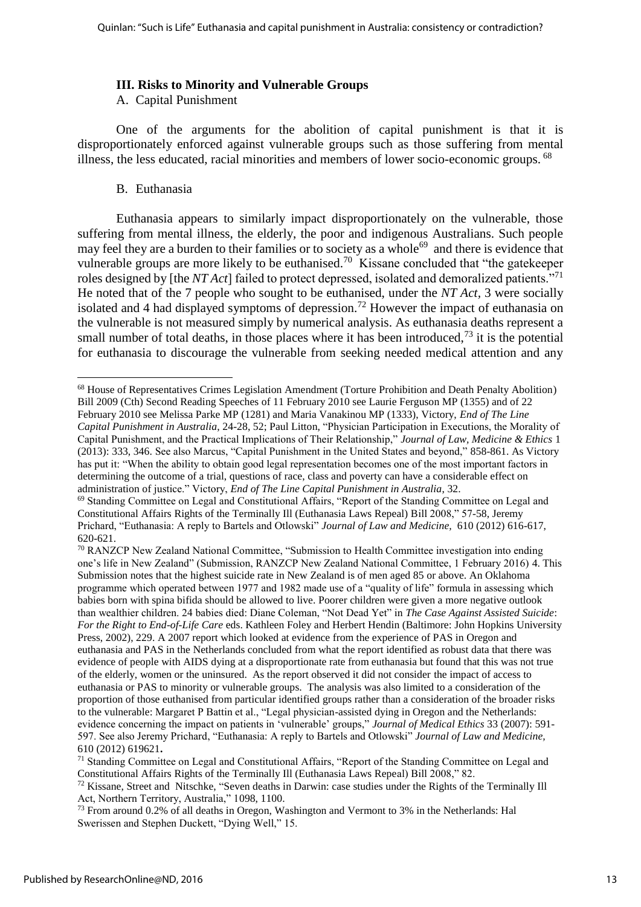### III. Risks to Minority and Vulnerable Groups

A. Capital Punishment

One of the arguments for the abolition of capital punishment is that it is disproportionately enforced against vulnerable groups such as those suffering from mental illness, the less educated, racial minorities and members of lower socio-economic groups. [68]

B. Euthanasia

Euthanasia appears to similarly impact disproportionately on the vulnerable, those suffering from mental illness, the elderly, the poor and indigenous Australians. Such people may feel they are a burden to their families or to society as a whole[69] and there is evidence that vulnerable groups are more likely to be euthanised.[70] Kissane concluded that "the gatekeeper roles designed by [the *NT Act*] failed to protect depressed, isolated and demoralized patients."[71] He noted that of the 7 people who sought to be euthanised, under the *NT Act*, 3 were socially isolated and 4 had displayed symptoms of depression.[72] However the impact of euthanasia on the vulnerable is not measured simply by numerical analysis. As euthanasia deaths represent a small number of total deaths, in those places where it has been introduced,[73] it is the potential for euthanasia to discourage the vulnerable from seeking needed medical attention and any

---

[68] House of Representatives Crimes Legislation Amendment (Torture Prohibition and Death Penalty Abolition) Bill 2009 (Cth) Second Reading Speeches of 11 February 2010 see Laurie Ferguson MP (1355) and of 22 February 2010 see Melissa Parke MP (1281) and Maria Vanakinou MP (1333), Victory, *End of The Line Capital Punishment in Australia*, 24-28, 52; Paul Litton, "Physician Participation in Executions, the Morality of Capital Punishment, and the Practical Implications of Their Relationship," *Journal of Law, Medicine & Ethics* 1 (2013): 333, 346. See also Marcus, "Capital Punishment in the United States and beyond," 858-861. As Victory has put it: "When the ability to obtain good legal representation becomes one of the most important factors in determining the outcome of a trial, questions of race, class and poverty can have a considerable effect on administration of justice." Victory, *End of The Line Capital Punishment in Australia*, 32.

[69] Standing Committee on Legal and Constitutional Affairs, "Report of the Standing Committee on Legal and Constitutional Affairs Rights of the Terminally Ill (Euthanasia Laws Repeal) Bill 2008," 57-58, Jeremy Prichard, "Euthanasia: A reply to Bartels and Otlowski" *Journal of Law and Medicine,* 610 (2012) 616-617, 620-621.

[70] RANZCP New Zealand National Committee, "Submission to Health Committee investigation into ending one's life in New Zealand" (Submission, RANZCP New Zealand National Committee, 1 February 2016) 4. This Submission notes that the highest suicide rate in New Zealand is of men aged 85 or above. An Oklahoma programme which operated between 1977 and 1982 made use of a "quality of life" formula in assessing which babies born with spina bifida should be allowed to live. Poorer children were given a more negative outlook than wealthier children. 24 babies died: Diane Coleman, "Not Dead Yet" in *The Case Against Assisted Suicide*: *For the Right to End-of-Life Care* eds. Kathleen Foley and Herbert Hendin (Baltimore: John Hopkins University Press, 2002), 229. A 2007 report which looked at evidence from the experience of PAS in Oregon and euthanasia and PAS in the Netherlands concluded from what the report identified as robust data that there was evidence of people with AIDS dying at a disproportionate rate from euthanasia but found that this was not true of the elderly, women or the uninsured. As the report observed it did not consider the impact of access to euthanasia or PAS to minority or vulnerable groups. The analysis was also limited to a consideration of the proportion of those euthanised from particular identified groups rather than a consideration of the broader risks to the vulnerable: Margaret P Battin et al., "Legal physician-assisted dying in Oregon and the Netherlands: evidence concerning the impact on patients in 'vulnerable' groups," *Journal of Medical Ethics* 33 (2007): 591-597. See also Jeremy Prichard, "Euthanasia: A reply to Bartels and Otlowski" *Journal of Law and Medicine*, 610 (2012) 619621**.**

[71] Standing Committee on Legal and Constitutional Affairs, "Report of the Standing Committee on Legal and Constitutional Affairs Rights of the Terminally Ill (Euthanasia Laws Repeal) Bill 2008," 82.

[72] Kissane, Street and Nitschke, "Seven deaths in Darwin: case studies under the Rights of the Terminally Ill Act, Northern Territory, Australia," 1098, 1100.

[73] From around 0.2% of all deaths in Oregon, Washington and Vermont to 3% in the Netherlands: Hal Swerissen and Stephen Duckett, "Dying Well," 15.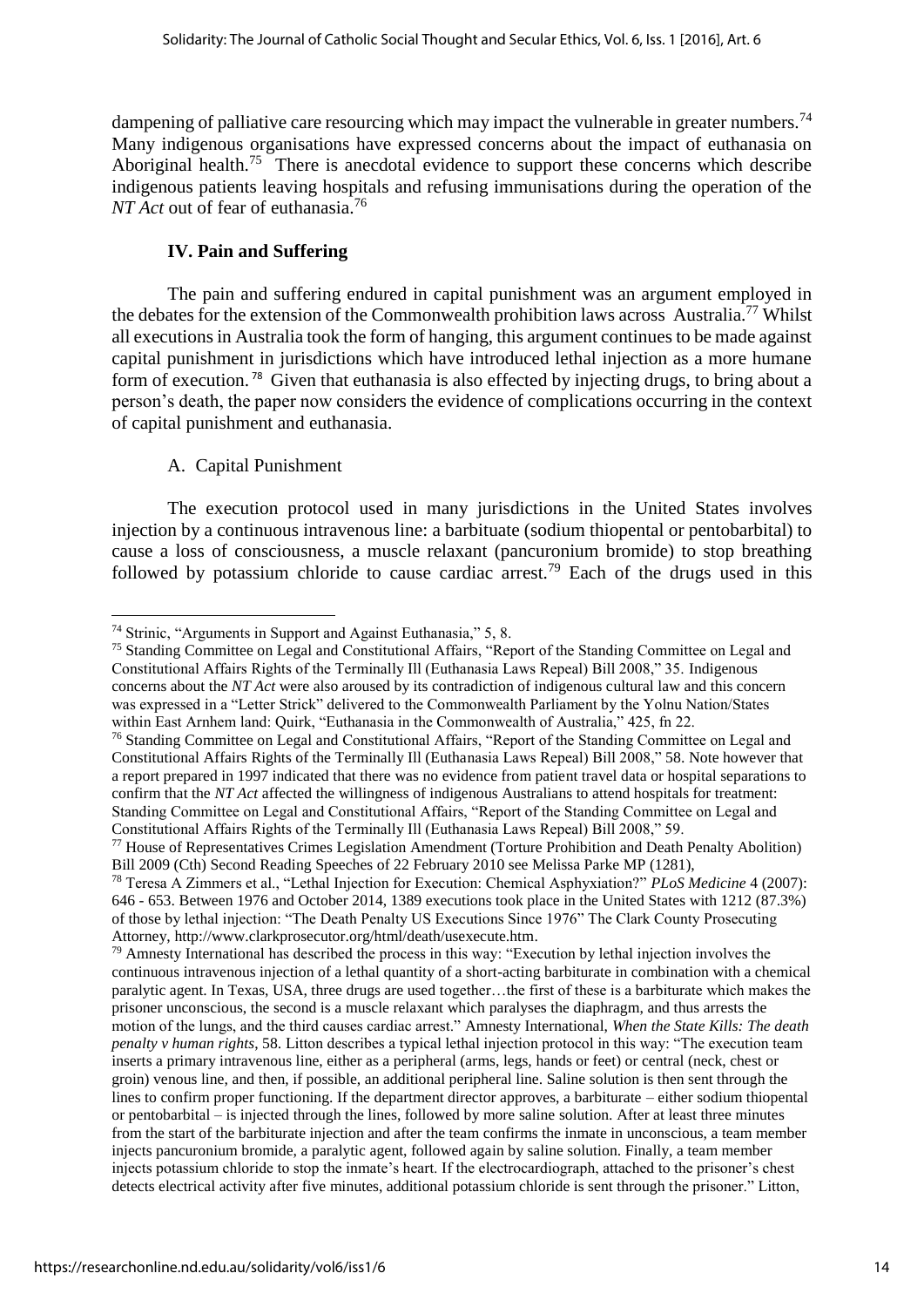dampening of palliative care resourcing which may impact the vulnerable in greater numbers.[74] Many indigenous organisations have expressed concerns about the impact of euthanasia on Aboriginal health.[75] There is anecdotal evidence to support these concerns which describe indigenous patients leaving hospitals and refusing immunisations during the operation of the *NT Act* out of fear of euthanasia.[76]

## IV. Pain and Suffering

The pain and suffering endured in capital punishment was an argument employed in the debates for the extension of the Commonwealth prohibition laws across Australia.[77] Whilst all executions in Australia took the form of hanging, this argument continues to be made against capital punishment in jurisdictions which have introduced lethal injection as a more humane form of execution.[78] Given that euthanasia is also effected by injecting drugs, to bring about a person's death, the paper now considers the evidence of complications occurring in the context of capital punishment and euthanasia.

### A. Capital Punishment

The execution protocol used in many jurisdictions in the United States involves injection by a continuous intravenous line: a barbituate (sodium thiopental or pentobarbital) to cause a loss of consciousness, a muscle relaxant (pancuronium bromide) to stop breathing followed by potassium chloride to cause cardiac arrest.[79] Each of the drugs used in this

---

[74] Strinic, "Arguments in Support and Against Euthanasia," 5, 8.

[75] Standing Committee on Legal and Constitutional Affairs, "Report of the Standing Committee on Legal and Constitutional Affairs Rights of the Terminally Ill (Euthanasia Laws Repeal) Bill 2008," 35. Indigenous concerns about the *NT Act* were also aroused by its contradiction of indigenous cultural law and this concern was expressed in a "Letter Strick" delivered to the Commonwealth Parliament by the Yolnu Nation/States within East Arnhem land: Quirk, "Euthanasia in the Commonwealth of Australia," 425, fn 22.

[76] Standing Committee on Legal and Constitutional Affairs, "Report of the Standing Committee on Legal and Constitutional Affairs Rights of the Terminally Ill (Euthanasia Laws Repeal) Bill 2008," 58. Note however that a report prepared in 1997 indicated that there was no evidence from patient travel data or hospital separations to confirm that the *NT Act* affected the willingness of indigenous Australians to attend hospitals for treatment: Standing Committee on Legal and Constitutional Affairs, "Report of the Standing Committee on Legal and Constitutional Affairs Rights of the Terminally Ill (Euthanasia Laws Repeal) Bill 2008," 59.

[77] House of Representatives Crimes Legislation Amendment (Torture Prohibition and Death Penalty Abolition) Bill 2009 (Cth) Second Reading Speeches of 22 February 2010 see Melissa Parke MP (1281),

[78] Teresa A Zimmers et al., "Lethal Injection for Execution: Chemical Asphyxiation?" *PLoS Medicine* 4 (2007): 646 - 653. Between 1976 and October 2014, 1389 executions took place in the United States with 1212 (87.3%) of those by lethal injection: "The Death Penalty US Executions Since 1976" The Clark County Prosecuting Attorney, http://www.clarkprosecutor.org/html/death/usexecute.htm.

[79] Amnesty International has described the process in this way: "Execution by lethal injection involves the continuous intravenous injection of a lethal quantity of a short-acting barbiturate in combination with a chemical paralytic agent. In Texas, USA, three drugs are used together…the first of these is a barbiturate which makes the prisoner unconscious, the second is a muscle relaxant which paralyses the diaphragm, and thus arrests the motion of the lungs, and the third causes cardiac arrest." Amnesty International, *When the State Kills: The death penalty v human rights*, 58. Litton describes a typical lethal injection protocol in this way: "The execution team inserts a primary intravenous line, either as a peripheral (arms, legs, hands or feet) or central (neck, chest or groin) venous line, and then, if possible, an additional peripheral line. Saline solution is then sent through the lines to confirm proper functioning. If the department director approves, a barbiturate – either sodium thiopental or pentobarbital – is injected through the lines, followed by more saline solution. After at least three minutes from the start of the barbiturate injection and after the team confirms the inmate in unconscious, a team member injects pancuronium bromide, a paralytic agent, followed again by saline solution. Finally, a team member injects potassium chloride to stop the inmate's heart. If the electrocardiograph, attached to the prisoner's chest detects electrical activity after five minutes, additional potassium chloride is sent through the prisoner." Litton,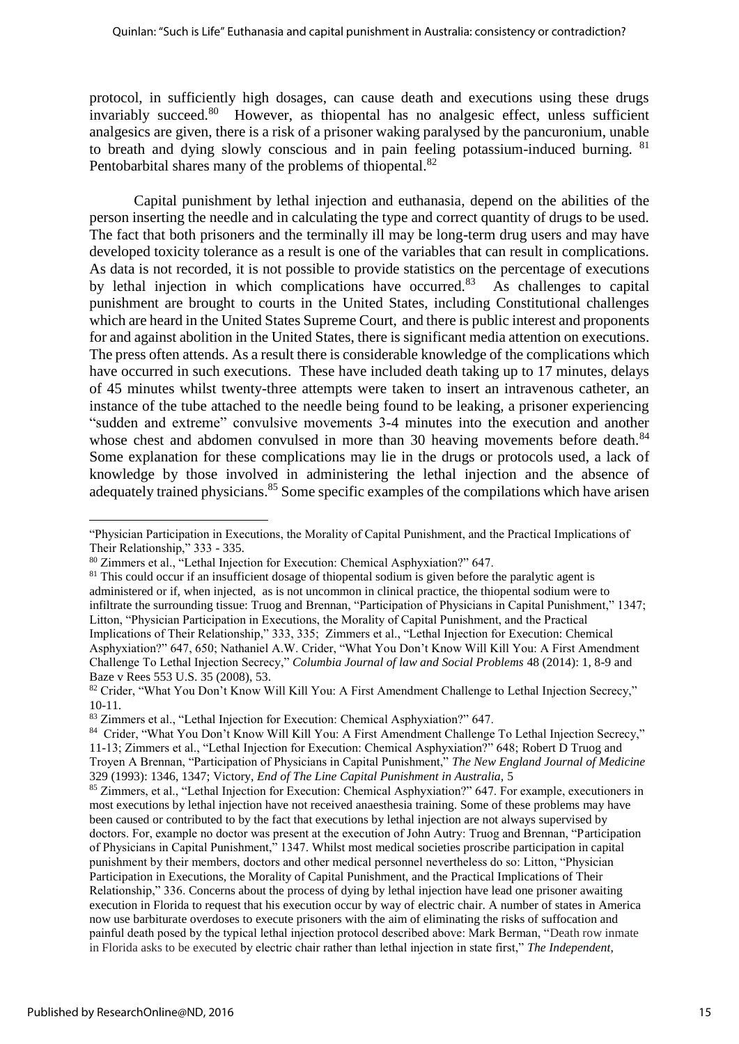protocol, in sufficiently high dosages, can cause death and executions using these drugs invariably succeed.[80] However, as thiopental has no analgesic effect, unless sufficient analgesics are given, there is a risk of a prisoner waking paralysed by the pancuronium, unable to breath and dying slowly conscious and in pain feeling potassium-induced burning. [81] Pentobarbital shares many of the problems of thiopental.[82]

Capital punishment by lethal injection and euthanasia, depend on the abilities of the person inserting the needle and in calculating the type and correct quantity of drugs to be used. The fact that both prisoners and the terminally ill may be long-term drug users and may have developed toxicity tolerance as a result is one of the variables that can result in complications. As data is not recorded, it is not possible to provide statistics on the percentage of executions by lethal injection in which complications have occurred.[83] As challenges to capital punishment are brought to courts in the United States, including Constitutional challenges which are heard in the United States Supreme Court, and there is public interest and proponents for and against abolition in the United States, there is significant media attention on executions. The press often attends. As a result there is considerable knowledge of the complications which have occurred in such executions. These have included death taking up to 17 minutes, delays of 45 minutes whilst twenty-three attempts were taken to insert an intravenous catheter, an instance of the tube attached to the needle being found to be leaking, a prisoner experiencing "sudden and extreme" convulsive movements 3-4 minutes into the execution and another whose chest and abdomen convulsed in more than 30 heaving movements before death.[84] Some explanation for these complications may lie in the drugs or protocols used, a lack of knowledge by those involved in administering the lethal injection and the absence of adequately trained physicians.[85] Some specific examples of the compilations which have arisen

---

"Physician Participation in Executions, the Morality of Capital Punishment, and the Practical Implications of Their Relationship," 333 - 335.

[80] Zimmers et al., "Lethal Injection for Execution: Chemical Asphyxiation?" 647.

[81] This could occur if an insufficient dosage of thiopental sodium is given before the paralytic agent is administered or if, when injected, as is not uncommon in clinical practice, the thiopental sodium were to infiltrate the surrounding tissue: Truog and Brennan, "Participation of Physicians in Capital Punishment," 1347; Litton, "Physician Participation in Executions, the Morality of Capital Punishment, and the Practical Implications of Their Relationship," 333, 335; Zimmers et al., "Lethal Injection for Execution: Chemical Asphyxiation?" 647, 650; Nathaniel A.W. Crider, "What You Don't Know Will Kill You: A First Amendment Challenge To Lethal Injection Secrecy," *Columbia Journal of law and Social Problems* 48 (2014): 1, 8-9 and Baze v Rees 553 U.S. 35 (2008), 53.

[82] Crider, "What You Don't Know Will Kill You: A First Amendment Challenge to Lethal Injection Secrecy," 10-11.

[83] Zimmers et al., "Lethal Injection for Execution: Chemical Asphyxiation?" 647.

[84] Crider, "What You Don't Know Will Kill You: A First Amendment Challenge To Lethal Injection Secrecy," 11-13; Zimmers et al., "Lethal Injection for Execution: Chemical Asphyxiation?" 648; Robert D Truog and Troyen A Brennan, "Participation of Physicians in Capital Punishment," *The New England Journal of Medicine* 329 (1993): 1346, 1347; Victory, *End of The Line Capital Punishment in Australia*, 5

[85] Zimmers, et al., "Lethal Injection for Execution: Chemical Asphyxiation?" 647. For example, executioners in most executions by lethal injection have not received anaesthesia training. Some of these problems may have been caused or contributed to by the fact that executions by lethal injection are not always supervised by doctors. For, example no doctor was present at the execution of John Autry: Truog and Brennan, "Participation of Physicians in Capital Punishment," 1347. Whilst most medical societies proscribe participation in capital punishment by their members, doctors and other medical personnel nevertheless do so: Litton, "Physician Participation in Executions, the Morality of Capital Punishment, and the Practical Implications of Their Relationship," 336. Concerns about the process of dying by lethal injection have lead one prisoner awaiting execution in Florida to request that his execution occur by way of electric chair. A number of states in America now use barbiturate overdoses to execute prisoners with the aim of eliminating the risks of suffocation and painful death posed by the typical lethal injection protocol described above: Mark Berman, "Death row inmate in Florida asks to be executed by electric chair rather than lethal injection in state first," *The Independent,*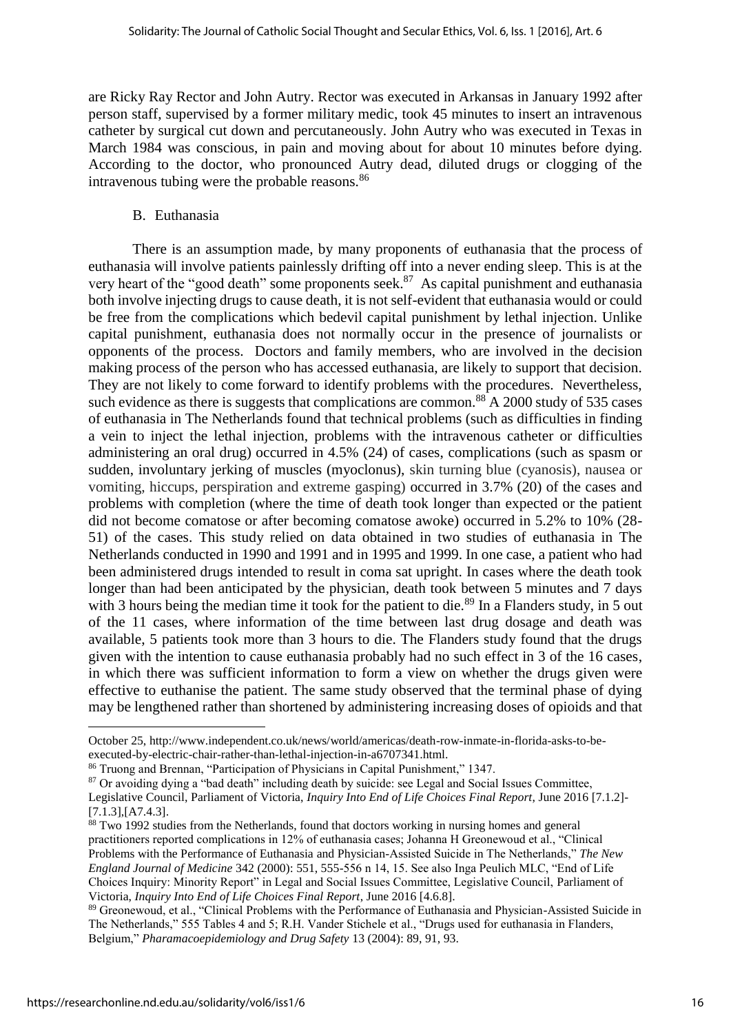are Ricky Ray Rector and John Autry. Rector was executed in Arkansas in January 1992 after person staff, supervised by a former military medic, took 45 minutes to insert an intravenous catheter by surgical cut down and percutaneously. John Autry who was executed in Texas in March 1984 was conscious, in pain and moving about for about 10 minutes before dying. According to the doctor, who pronounced Autry dead, diluted drugs or clogging of the intravenous tubing were the probable reasons.[86]

B. Euthanasia

There is an assumption made, by many proponents of euthanasia that the process of euthanasia will involve patients painlessly drifting off into a never ending sleep. This is at the very heart of the "good death" some proponents seek.[87] As capital punishment and euthanasia both involve injecting drugs to cause death, it is not self-evident that euthanasia would or could be free from the complications which bedevil capital punishment by lethal injection. Unlike capital punishment, euthanasia does not normally occur in the presence of journalists or opponents of the process. Doctors and family members, who are involved in the decision making process of the person who has accessed euthanasia, are likely to support that decision. They are not likely to come forward to identify problems with the procedures. Nevertheless, such evidence as there is suggests that complications are common.[88] A 2000 study of 535 cases of euthanasia in The Netherlands found that technical problems (such as difficulties in finding a vein to inject the lethal injection, problems with the intravenous catheter or difficulties administering an oral drug) occurred in 4.5% (24) of cases, complications (such as spasm or sudden, involuntary jerking of muscles (myoclonus), skin turning blue (cyanosis), nausea or vomiting, hiccups, perspiration and extreme gasping) occurred in 3.7% (20) of the cases and problems with completion (where the time of death took longer than expected or the patient did not become comatose or after becoming comatose awoke) occurred in 5.2% to 10% (28-51) of the cases. This study relied on data obtained in two studies of euthanasia in The Netherlands conducted in 1990 and 1991 and in 1995 and 1999. In one case, a patient who had been administered drugs intended to result in coma sat upright. In cases where the death took longer than had been anticipated by the physician, death took between 5 minutes and 7 days with 3 hours being the median time it took for the patient to die.[89] In a Flanders study, in 5 out of the 11 cases, where information of the time between last drug dosage and death was available, 5 patients took more than 3 hours to die. The Flanders study found that the drugs given with the intention to cause euthanasia probably had no such effect in 3 of the 16 cases, in which there was sufficient information to form a view on whether the drugs given were effective to euthanise the patient. The same study observed that the terminal phase of dying may be lengthened rather than shortened by administering increasing doses of opioids and that

---

October 25, http://www.independent.co.uk/news/world/americas/death-row-inmate-in-florida-asks-to-be-executed-by-electric-chair-rather-than-lethal-injection-in-a6707341.html.

[86] Truong and Brennan, "Participation of Physicians in Capital Punishment," 1347.

[87] Or avoiding dying a "bad death" including death by suicide: see Legal and Social Issues Committee, Legislative Council, Parliament of Victoria, *Inquiry Into End of Life Choices Final Report*, June 2016 [7.1.2]-[7.1.3],[A7.4.3].

[88] Two 1992 studies from the Netherlands, found that doctors working in nursing homes and general practitioners reported complications in 12% of euthanasia cases; Johanna H Greonewoud et al., "Clinical Problems with the Performance of Euthanasia and Physician-Assisted Suicide in The Netherlands," *The New England Journal of Medicine* 342 (2000): 551, 555-556 n 14, 15. See also Inga Peulich MLC, "End of Life Choices Inquiry: Minority Report" in Legal and Social Issues Committee, Legislative Council, Parliament of Victoria, *Inquiry Into End of Life Choices Final Report*, June 2016 [4.6.8].

[89] Greonewoud, et al., "Clinical Problems with the Performance of Euthanasia and Physician-Assisted Suicide in The Netherlands," 555 Tables 4 and 5; R.H. Vander Stichele et al., "Drugs used for euthanasia in Flanders, Belgium," *Pharamacoepidemiology and Drug Safety* 13 (2004): 89, 91, 93.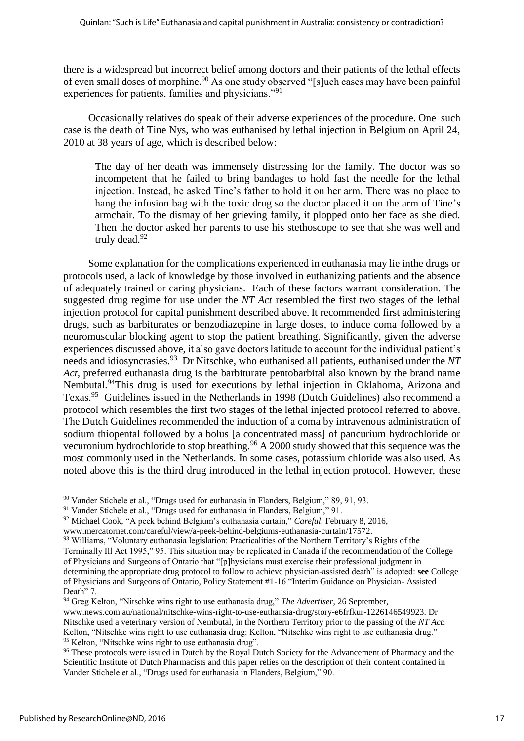there is a widespread but incorrect belief among doctors and their patients of the lethal effects of even small doses of morphine.[90] As one study observed "[s]uch cases may have been painful experiences for patients, families and physicians."[91]

Occasionally relatives do speak of their adverse experiences of the procedure. One such case is the death of Tine Nys, who was euthanised by lethal injection in Belgium on April 24, 2010 at 38 years of age, which is described below:

> The day of her death was immensely distressing for the family. The doctor was so incompetent that he failed to bring bandages to hold fast the needle for the lethal injection. Instead, he asked Tine's father to hold it on her arm. There was no place to hang the infusion bag with the toxic drug so the doctor placed it on the arm of Tine's armchair. To the dismay of her grieving family, it plopped onto her face as she died. Then the doctor asked her parents to use his stethoscope to see that she was well and truly dead.[92]

Some explanation for the complications experienced in euthanasia may lie inthe drugs or protocols used, a lack of knowledge by those involved in euthanizing patients and the absence of adequately trained or caring physicians. Each of these factors warrant consideration. The suggested drug regime for use under the *NT Act* resembled the first two stages of the lethal injection protocol for capital punishment described above. It recommended first administering drugs, such as barbiturates or benzodiazepine in large doses, to induce coma followed by a neuromuscular blocking agent to stop the patient breathing. Significantly, given the adverse experiences discussed above, it also gave doctors latitude to account for the individual patient's needs and idiosyncrasies.[93] Dr Nitschke, who euthanised all patients, euthanised under the *NT Act*, preferred euthanasia drug is the barbiturate pentobarbital also known by the brand name Nembutal.[94]This drug is used for executions by lethal injection in Oklahoma, Arizona and Texas.[95] Guidelines issued in the Netherlands in 1998 (Dutch Guidelines) also recommend a protocol which resembles the first two stages of the lethal injected protocol referred to above. The Dutch Guidelines recommended the induction of a coma by intravenous administration of sodium thiopental followed by a bolus [a concentrated mass] of pancurium hydrochloride or vecuronium hydrochloride to stop breathing.[96] A 2000 study showed that this sequence was the most commonly used in the Netherlands. In some cases, potassium chloride was also used. As noted above this is the third drug introduced in the lethal injection protocol. However, these

---

[90] Vander Stichele et al., "Drugs used for euthanasia in Flanders, Belgium," 89, 91, 93.

[91] Vander Stichele et al., "Drugs used for euthanasia in Flanders, Belgium," 91.

[92] Michael Cook, "A peek behind Belgium's euthanasia curtain," *Careful*, February 8, 2016, www.mercatornet.com/careful/view/a-peek-behind-belgiums-euthanasia-curtain/17572.

[93] Williams, "Voluntary euthanasia legislation: Practicalities of the Northern Territory's Rights of the Terminally Ill Act 1995," 95. This situation may be replicated in Canada if the recommendation of the College of Physicians and Surgeons of Ontario that "[p]hysicians must exercise their professional judgment in determining the appropriate drug protocol to follow to achieve physician-assisted death" is adopted: **see** College of Physicians and Surgeons of Ontario, Policy Statement #1-16 "Interim Guidance on Physician- Assisted Death" 7.

[94] Greg Kelton, "Nitschke wins right to use euthanasia drug," *The Advertiser*, 26 September, www.news.com.au/national/nitschke-wins-right-to-use-euthansia-drug/story-e6frfkur-1226146549923. Dr Nitschke used a veterinary version of Nembutal, in the Northern Territory prior to the passing of the *NT Act*: Kelton, "Nitschke wins right to use euthanasia drug: Kelton, "Nitschke wins right to use euthanasia drug."

[95] Kelton, "Nitschke wins right to use euthanasia drug".

[96] These protocols were issued in Dutch by the Royal Dutch Society for the Advancement of Pharmacy and the Scientific Institute of Dutch Pharmacists and this paper relies on the description of their content contained in Vander Stichele et al., "Drugs used for euthanasia in Flanders, Belgium," 90.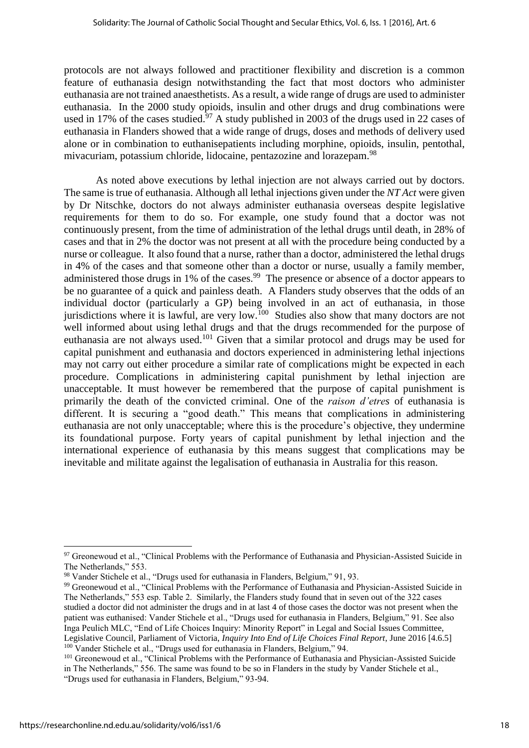protocols are not always followed and practitioner flexibility and discretion is a common feature of euthanasia design notwithstanding the fact that most doctors who administer euthanasia are not trained anaesthetists. As a result, a wide range of drugs are used to administer euthanasia. In the 2000 study opioids, insulin and other drugs and drug combinations were used in 17% of the cases studied.[97] A study published in 2003 of the drugs used in 22 cases of euthanasia in Flanders showed that a wide range of drugs, doses and methods of delivery used alone or in combination to euthanisepatients including morphine, opioids, insulin, pentothal, mivacuriam, potassium chloride, lidocaine, pentazozine and lorazepam.[98]

As noted above executions by lethal injection are not always carried out by doctors. The same is true of euthanasia. Although all lethal injections given under the *NT Act* were given by Dr Nitschke, doctors do not always administer euthanasia overseas despite legislative requirements for them to do so. For example, one study found that a doctor was not continuously present, from the time of administration of the lethal drugs until death, in 28% of cases and that in 2% the doctor was not present at all with the procedure being conducted by a nurse or colleague. It also found that a nurse, rather than a doctor, administered the lethal drugs in 4% of the cases and that someone other than a doctor or nurse, usually a family member, administered those drugs in 1% of the cases.[99] The presence or absence of a doctor appears to be no guarantee of a quick and painless death. A Flanders study observes that the odds of an individual doctor (particularly a GP) being involved in an act of euthanasia, in those jurisdictions where it is lawful, are very low.[100] Studies also show that many doctors are not well informed about using lethal drugs and that the drugs recommended for the purpose of euthanasia are not always used.[101] Given that a similar protocol and drugs may be used for capital punishment and euthanasia and doctors experienced in administering lethal injections may not carry out either procedure a similar rate of complications might be expected in each procedure. Complications in administering capital punishment by lethal injection are unacceptable. It must however be remembered that the purpose of capital punishment is primarily the death of the convicted criminal. One of the *raison d'etres* of euthanasia is different. It is securing a "good death." This means that complications in administering euthanasia are not only unacceptable; where this is the procedure's objective, they undermine its foundational purpose. Forty years of capital punishment by lethal injection and the international experience of euthanasia by this means suggest that complications may be inevitable and militate against the legalisation of euthanasia in Australia for this reason.

---

[97] Greonewoud et al., "Clinical Problems with the Performance of Euthanasia and Physician-Assisted Suicide in The Netherlands," 553.

[98] Vander Stichele et al., "Drugs used for euthanasia in Flanders, Belgium," 91, 93.

[99] Greonewoud et al., "Clinical Problems with the Performance of Euthanasia and Physician-Assisted Suicide in The Netherlands," 553 esp. Table 2. Similarly, the Flanders study found that in seven out of the 322 cases studied a doctor did not administer the drugs and in at last 4 of those cases the doctor was not present when the patient was euthanised: Vander Stichele et al., "Drugs used for euthanasia in Flanders, Belgium," 91. See also Inga Peulich MLC, "End of Life Choices Inquiry: Minority Report" in Legal and Social Issues Committee, Legislative Council, Parliament of Victoria, *Inquiry Into End of Life Choices Final Report*, June 2016 [4.6.5]

[100] Vander Stichele et al., "Drugs used for euthanasia in Flanders, Belgium," 94.

[101] Greonewoud et al., "Clinical Problems with the Performance of Euthanasia and Physician-Assisted Suicide in The Netherlands," 556. The same was found to be so in Flanders in the study by Vander Stichele et al., "Drugs used for euthanasia in Flanders, Belgium," 93-94.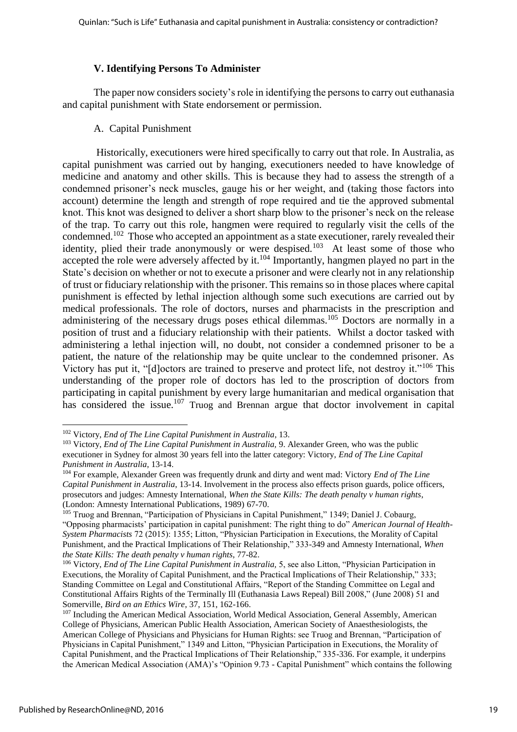## V. Identifying Persons To Administer

The paper now considers society's role in identifying the persons to carry out euthanasia and capital punishment with State endorsement or permission.

### A. Capital Punishment

Historically, executioners were hired specifically to carry out that role. In Australia, as capital punishment was carried out by hanging, executioners needed to have knowledge of medicine and anatomy and other skills. This is because they had to assess the strength of a condemned prisoner's neck muscles, gauge his or her weight, and (taking those factors into account) determine the length and strength of rope required and tie the approved submental knot. This knot was designed to deliver a short sharp blow to the prisoner's neck on the release of the trap. To carry out this role, hangmen were required to regularly visit the cells of the condemned.[102] Those who accepted an appointment as a state executioner, rarely revealed their identity, plied their trade anonymously or were despised.[103] At least some of those who accepted the role were adversely affected by it.[104] Importantly, hangmen played no part in the State's decision on whether or not to execute a prisoner and were clearly not in any relationship of trust or fiduciary relationship with the prisoner. This remains so in those places where capital punishment is effected by lethal injection although some such executions are carried out by medical professionals. The role of doctors, nurses and pharmacists in the prescription and administering of the necessary drugs poses ethical dilemmas.[105] Doctors are normally in a position of trust and a fiduciary relationship with their patients. Whilst a doctor tasked with administering a lethal injection will, no doubt, not consider a condemned prisoner to be a patient, the nature of the relationship may be quite unclear to the condemned prisoner. As Victory has put it, "[d]octors are trained to preserve and protect life, not destroy it."[106] This understanding of the proper role of doctors has led to the proscription of doctors from participating in capital punishment by every large humanitarian and medical organisation that has considered the issue.[107] Truog and Brennan argue that doctor involvement in capital

---

[102] Victory, *End of The Line Capital Punishment in Australia*, 13.

[103] Victory, *End of The Line Capital Punishment in Australia*, 9. Alexander Green, who was the public executioner in Sydney for almost 30 years fell into the latter category: Victory, *End of The Line Capital Punishment in Australia*, 13-14.

[104] For example, Alexander Green was frequently drunk and dirty and went mad: Victory *End of The Line Capital Punishment in Australia*, 13-14. Involvement in the process also effects prison guards, police officers, prosecutors and judges: Amnesty International, *When the State Kills: The death penalty v human rights*, (London: Amnesty International Publications, 1989) 67-70.

[105] Truog and Brennan, "Participation of Physicians in Capital Punishment," 1349; Daniel J. Cobaurg, "Opposing pharmacists' participation in capital punishment: The right thing to do" *American Journal of Health-System Pharmacists* 72 (2015): 1355; Litton, "Physician Participation in Executions, the Morality of Capital Punishment, and the Practical Implications of Their Relationship," 333-349 and Amnesty International, *When the State Kills: The death penalty v human rights*, 77-82.

[106] Victory, *End of The Line Capital Punishment in Australia*, 5, see also Litton, "Physician Participation in Executions, the Morality of Capital Punishment, and the Practical Implications of Their Relationship," 333; Standing Committee on Legal and Constitutional Affairs, "Report of the Standing Committee on Legal and Constitutional Affairs Rights of the Terminally Ill (Euthanasia Laws Repeal) Bill 2008," (June 2008) 51 and Somerville, *Bird on an Ethics Wire*, 37, 151, 162-166.

[107] Including the American Medical Association, World Medical Association, General Assembly, American College of Physicians, American Public Health Association, American Society of Anaesthesiologists, the American College of Physicians and Physicians for Human Rights: see Truog and Brennan, "Participation of Physicians in Capital Punishment," 1349 and Litton, "Physician Participation in Executions, the Morality of Capital Punishment, and the Practical Implications of Their Relationship," 335-336. For example, it underpins the American Medical Association (AMA)'s "Opinion 9.73 - Capital Punishment" which contains the following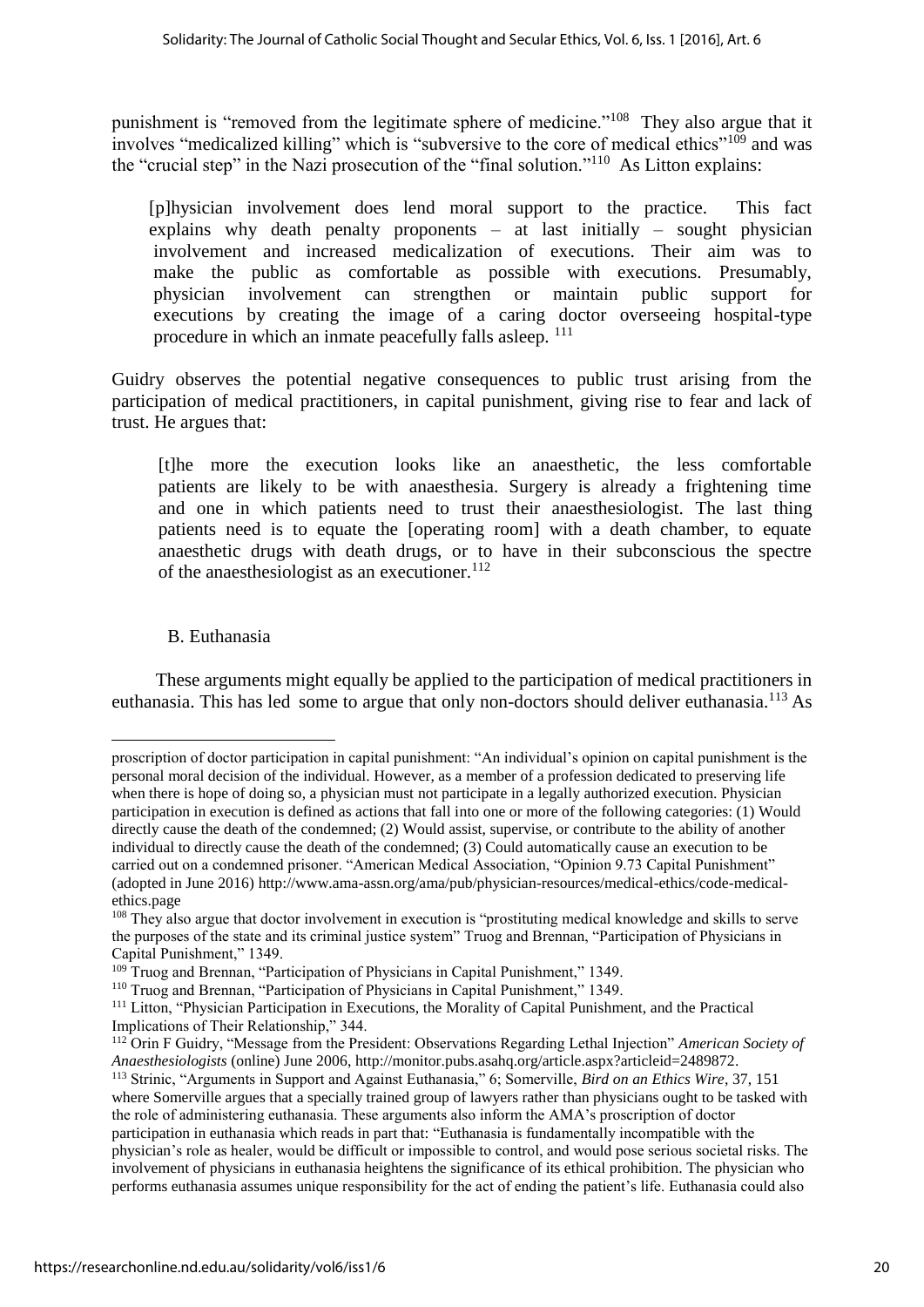punishment is "removed from the legitimate sphere of medicine."[108] They also argue that it involves "medicalized killing" which is "subversive to the core of medical ethics"[109] and was the "crucial step" in the Nazi prosecution of the "final solution."[110] As Litton explains:

> [p]hysician involvement does lend moral support to the practice. This fact explains why death penalty proponents – at last initially – sought physician involvement and increased medicalization of executions. Their aim was to make the public as comfortable as possible with executions. Presumably, physician involvement can strengthen or maintain public support for executions by creating the image of a caring doctor overseeing hospital-type procedure in which an inmate peacefully falls asleep. [111]

Guidry observes the potential negative consequences to public trust arising from the participation of medical practitioners, in capital punishment, giving rise to fear and lack of trust. He argues that:

> [t]he more the execution looks like an anaesthetic, the less comfortable patients are likely to be with anaesthesia. Surgery is already a frightening time and one in which patients need to trust their anaesthesiologist. The last thing patients need is to equate the [operating room] with a death chamber, to equate anaesthetic drugs with death drugs, or to have in their subconscious the spectre of the anaesthesiologist as an executioner.[112]

### B. Euthanasia

These arguments might equally be applied to the participation of medical practitioners in euthanasia. This has led some to argue that only non-doctors should deliver euthanasia.[113] As

---

proscription of doctor participation in capital punishment: "An individual's opinion on capital punishment is the personal moral decision of the individual. However, as a member of a profession dedicated to preserving life when there is hope of doing so, a physician must not participate in a legally authorized execution. Physician participation in execution is defined as actions that fall into one or more of the following categories: (1) Would directly cause the death of the condemned; (2) Would assist, supervise, or contribute to the ability of another individual to directly cause the death of the condemned; (3) Could automatically cause an execution to be carried out on a condemned prisoner. "American Medical Association, "Opinion 9.73 Capital Punishment" (adopted in June 2016) http://www.ama-assn.org/ama/pub/physician-resources/medical-ethics/code-medical-ethics.page

[108] They also argue that doctor involvement in execution is "prostituting medical knowledge and skills to serve the purposes of the state and its criminal justice system" Truog and Brennan, "Participation of Physicians in Capital Punishment," 1349.

[109] Truog and Brennan, "Participation of Physicians in Capital Punishment," 1349.

[110] Truog and Brennan, "Participation of Physicians in Capital Punishment," 1349.

[111] Litton, "Physician Participation in Executions, the Morality of Capital Punishment, and the Practical Implications of Their Relationship," 344.

[112] Orin F Guidry, "Message from the President: Observations Regarding Lethal Injection" *American Society of Anaesthesiologists* (online) June 2006, http://monitor.pubs.asahq.org/article.aspx?articleid=2489872.

[113] Strinic, "Arguments in Support and Against Euthanasia," 6; Somerville, *Bird on an Ethics Wire*, 37, 151 where Somerville argues that a specially trained group of lawyers rather than physicians ought to be tasked with the role of administering euthanasia. These arguments also inform the AMA's proscription of doctor participation in euthanasia which reads in part that: "Euthanasia is fundamentally incompatible with the physician's role as healer, would be difficult or impossible to control, and would pose serious societal risks. The involvement of physicians in euthanasia heightens the significance of its ethical prohibition. The physician who performs euthanasia assumes unique responsibility for the act of ending the patient's life. Euthanasia could also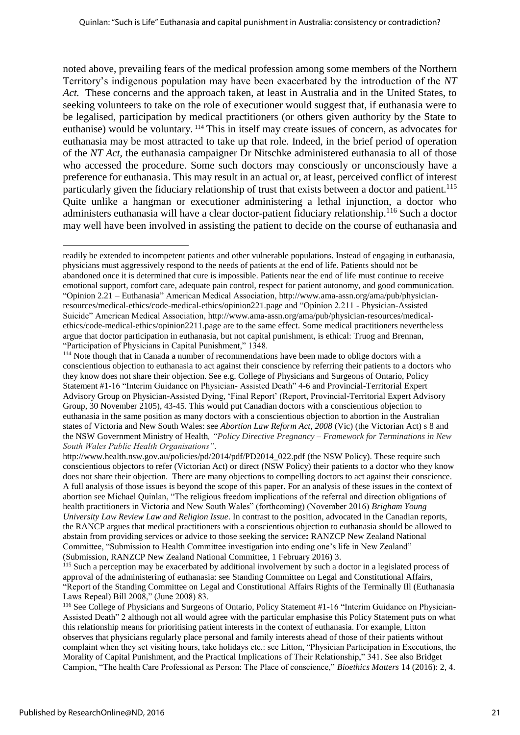noted above, prevailing fears of the medical profession among some members of the Northern Territory's indigenous population may have been exacerbated by the introduction of the *NT Act.* These concerns and the approach taken, at least in Australia and in the United States, to seeking volunteers to take on the role of executioner would suggest that, if euthanasia were to be legalised, participation by medical practitioners (or others given authority by the State to euthanise) would be voluntary. [114] This in itself may create issues of concern, as advocates for euthanasia may be most attracted to take up that role. Indeed, in the brief period of operation of the *NT Act*, the euthanasia campaigner Dr Nitschke administered euthanasia to all of those who accessed the procedure. Some such doctors may consciously or unconsciously have a preference for euthanasia. This may result in an actual or, at least, perceived conflict of interest particularly given the fiduciary relationship of trust that exists between a doctor and patient.[115] Quite unlike a hangman or executioner administering a lethal injunction, a doctor who administers euthanasia will have a clear doctor-patient fiduciary relationship.[116] Such a doctor may well have been involved in assisting the patient to decide on the course of euthanasia and

---

readily be extended to incompetent patients and other vulnerable populations. Instead of engaging in euthanasia, physicians must aggressively respond to the needs of patients at the end of life. Patients should not be abandoned once it is determined that cure is impossible. Patients near the end of life must continue to receive emotional support, comfort care, adequate pain control, respect for patient autonomy, and good communication. "Opinion 2.21 – Euthanasia" American Medical Association, http://www.ama-assn.org/ama/pub/physician-resources/medical-ethics/code-medical-ethics/opinion221.page and "Opinion 2.211 - Physician-Assisted Suicide" American Medical Association, http://www.ama-assn.org/ama/pub/physician-resources/medical-ethics/code-medical-ethics/opinion2211.page are to the same effect. Some medical practitioners nevertheless argue that doctor participation in euthanasia, but not capital punishment, is ethical: Truog and Brennan, "Participation of Physicians in Capital Punishment," 1348.

[114] Note though that in Canada a number of recommendations have been made to oblige doctors with a conscientious objection to euthanasia to act against their conscience by referring their patients to a doctors who they know does not share their objection. See e.g. College of Physicians and Surgeons of Ontario, Policy Statement #1-16 "Interim Guidance on Physician- Assisted Death" 4-6 and Provincial-Territorial Expert Advisory Group on Physician-Assisted Dying, 'Final Report' (Report, Provincial-Territorial Expert Advisory Group, 30 November 2105), 43-45. This would put Canadian doctors with a conscientious objection to euthanasia in the same position as many doctors with a conscientious objection to abortion in the Australian states of Victoria and New South Wales: see *Abortion Law Reform Act, 2008* (Vic) (the Victorian Act) s 8 and the NSW Government Ministry of Health*, "Policy Directive Pregnancy – Framework for Terminations in New South Wales Public Health Organisations"*. http://www.health.nsw.gov.au/policies/pd/2014/pdf/PD2014_022.pdf (the NSW Policy). These require such conscientious objectors to refer (Victorian Act) or direct (NSW Policy) their patients to a doctor who they know does not share their objection. There are many objections to compelling doctors to act against their conscience. A full analysis of those issues is beyond the scope of this paper. For an analysis of these issues in the context of abortion see Michael Quinlan, "The religious freedom implications of the referral and direction obligations of health practitioners in Victoria and New South Wales" (forthcoming) (November 2016) *Brigham Young University Law Review Law and Religion Issue*. In contrast to the position, advocated in the Canadian reports, the RANCP argues that medical practitioners with a conscientious objection to euthanasia should be allowed to abstain from providing services or advice to those seeking the service**:** RANZCP New Zealand National Committee, "Submission to Health Committee investigation into ending one's life in New Zealand" (Submission, RANZCP New Zealand National Committee, 1 February 2016) 3.

[115] Such a perception may be exacerbated by additional involvement by such a doctor in a legislated process of approval of the administering of euthanasia: see Standing Committee on Legal and Constitutional Affairs, "Report of the Standing Committee on Legal and Constitutional Affairs Rights of the Terminally Ill (Euthanasia Laws Repeal) Bill 2008," (June 2008) 83.

[116] See College of Physicians and Surgeons of Ontario, Policy Statement #1-16 "Interim Guidance on Physician-Assisted Death" 2 although not all would agree with the particular emphasise this Policy Statement puts on what this relationship means for prioritising patient interests in the context of euthanasia. For example, Litton observes that physicians regularly place personal and family interests ahead of those of their patients without complaint when they set visiting hours, take holidays etc.: see Litton, "Physician Participation in Executions, the Morality of Capital Punishment, and the Practical Implications of Their Relationship," 341. See also Bridget Campion, "The health Care Professional as Person: The Place of conscience," *Bioethics Matters* 14 (2016): 2, 4.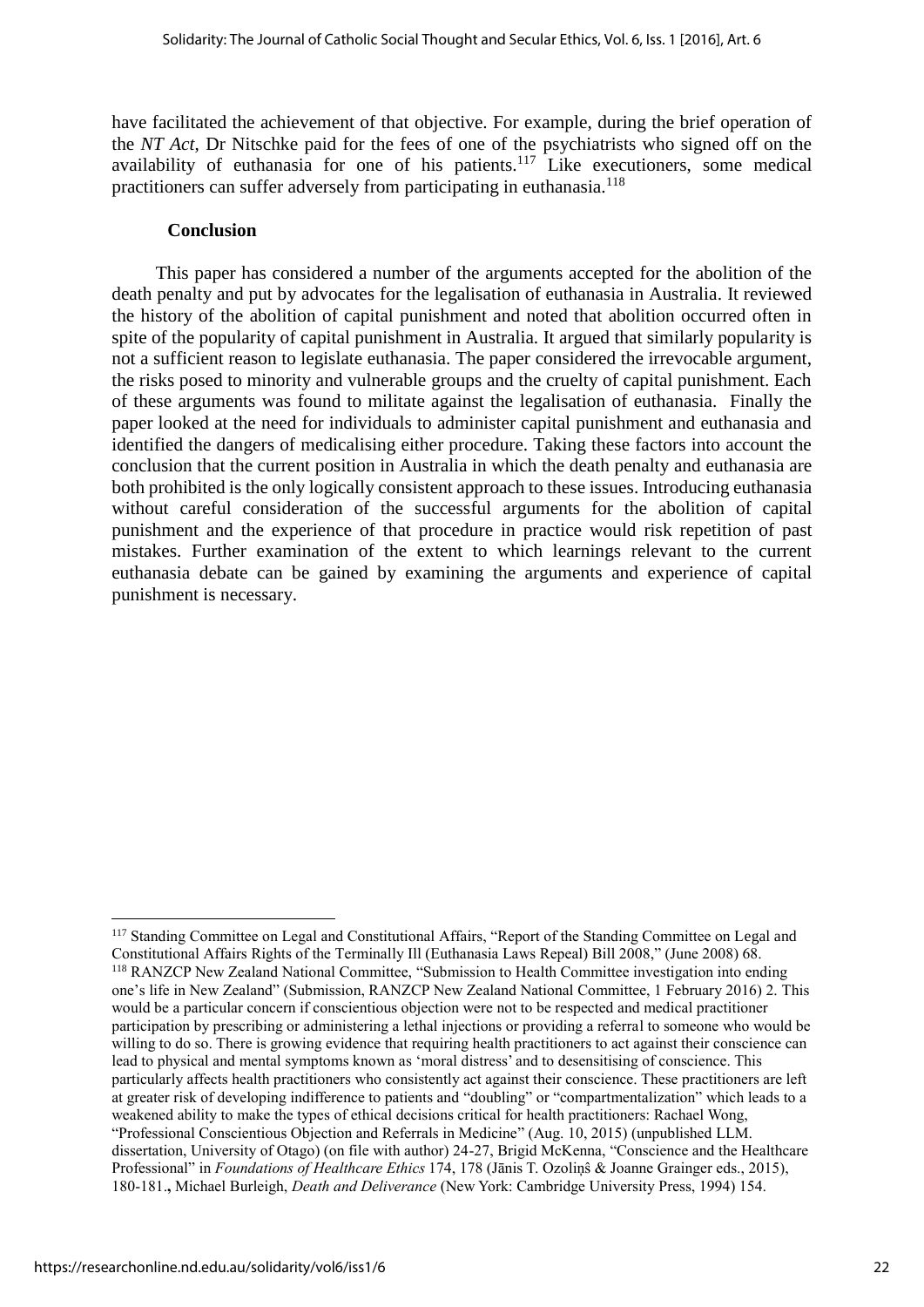have facilitated the achievement of that objective. For example, during the brief operation of the *NT Act*, Dr Nitschke paid for the fees of one of the psychiatrists who signed off on the availability of euthanasia for one of his patients.[117] Like executioners, some medical practitioners can suffer adversely from participating in euthanasia.[118]

## Conclusion

This paper has considered a number of the arguments accepted for the abolition of the death penalty and put by advocates for the legalisation of euthanasia in Australia. It reviewed the history of the abolition of capital punishment and noted that abolition occurred often in spite of the popularity of capital punishment in Australia. It argued that similarly popularity is not a sufficient reason to legislate euthanasia. The paper considered the irrevocable argument, the risks posed to minority and vulnerable groups and the cruelty of capital punishment. Each of these arguments was found to militate against the legalisation of euthanasia. Finally the paper looked at the need for individuals to administer capital punishment and euthanasia and identified the dangers of medicalising either procedure. Taking these factors into account the conclusion that the current position in Australia in which the death penalty and euthanasia are both prohibited is the only logically consistent approach to these issues. Introducing euthanasia without careful consideration of the successful arguments for the abolition of capital punishment and the experience of that procedure in practice would risk repetition of past mistakes. Further examination of the extent to which learnings relevant to the current euthanasia debate can be gained by examining the arguments and experience of capital punishment is necessary.

---

[117] Standing Committee on Legal and Constitutional Affairs, "Report of the Standing Committee on Legal and Constitutional Affairs Rights of the Terminally Ill (Euthanasia Laws Repeal) Bill 2008," (June 2008) 68.

[118] RANZCP New Zealand National Committee, "Submission to Health Committee investigation into ending one's life in New Zealand" (Submission, RANZCP New Zealand National Committee, 1 February 2016) 2. This would be a particular concern if conscientious objection were not to be respected and medical practitioner participation by prescribing or administering a lethal injections or providing a referral to someone who would be willing to do so. There is growing evidence that requiring health practitioners to act against their conscience can lead to physical and mental symptoms known as 'moral distress' and to desensitising of conscience. This particularly affects health practitioners who consistently act against their conscience. These practitioners are left at greater risk of developing indifference to patients and "doubling" or "compartmentalization" which leads to a weakened ability to make the types of ethical decisions critical for health practitioners: Rachael Wong, "Professional Conscientious Objection and Referrals in Medicine" (Aug. 10, 2015) (unpublished LLM. dissertation, University of Otago) (on file with author) 24-27, Brigid McKenna, "Conscience and the Healthcare Professional" in *Foundations of Healthcare Ethics* 174, 178 (Jānis T. Ozoliņŝ & Joanne Grainger eds., 2015), 180-181., Michael Burleigh, *Death and Deliverance* (New York: Cambridge University Press, 1994) 154.